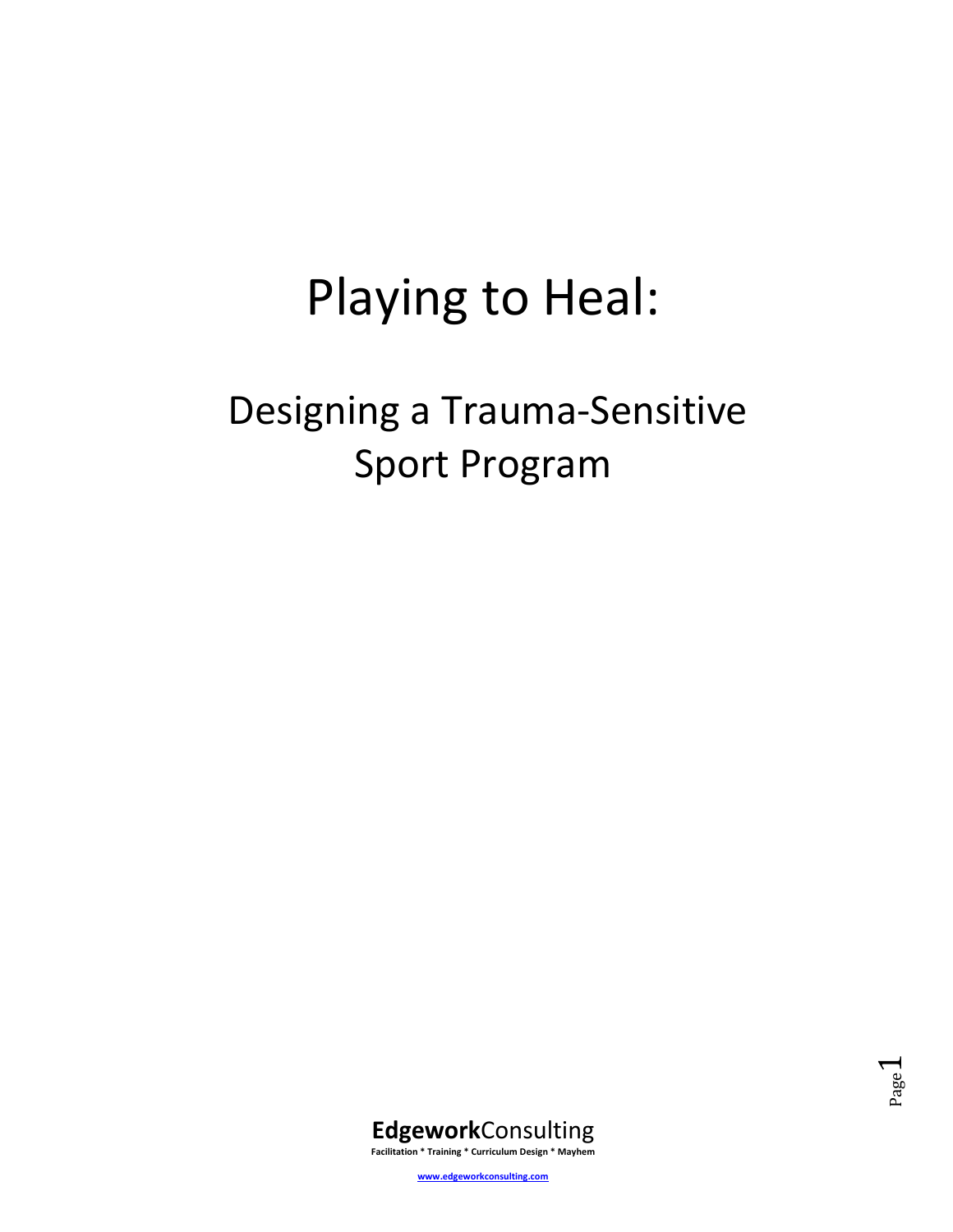# Playing to Heal:

## Designing a Trauma-Sensitive Sport Program

**Edgework**Consulting

**Facilitation * Training * Curriculum Design * Mayhem**

www.edgeworkconsulting.com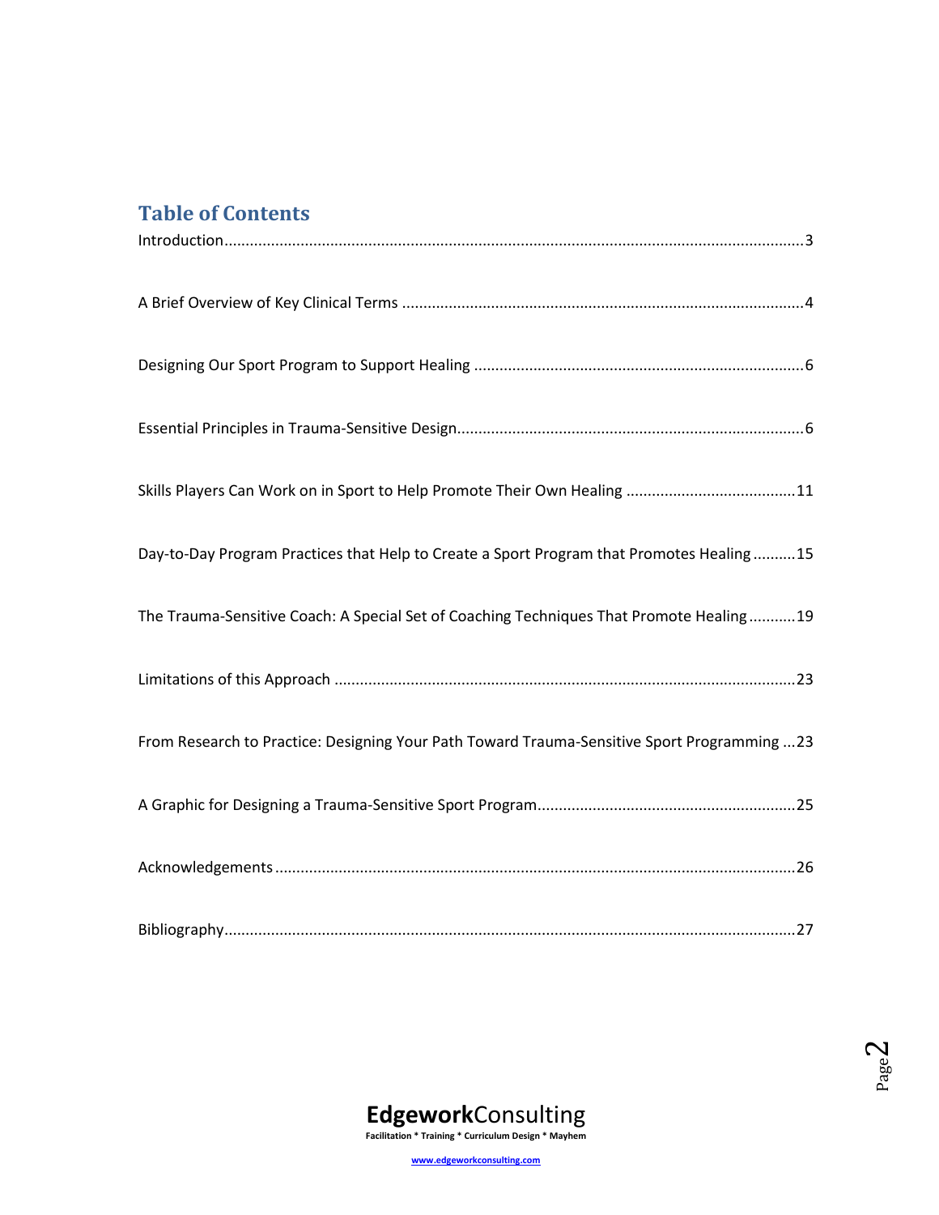## Table of Contents

Introduction....................3

A Brief Overview of Key Clinical Terms....................4

Designing Our Sport Program to Support Healing....................6

Essential Principles in Trauma-Sensitive Design....................6

Skills Players Can Work on in Sport to Help Promote Their Own Healing....................11

Day-to-Day Program Practices that Help to Create a Sport Program that Promotes Healing....................15

The Trauma-Sensitive Coach: A Special Set of Coaching Techniques That Promote Healing....................19

Limitations of this Approach....................23

From Research to Practice: Designing Your Path Toward Trauma-Sensitive Sport Programming....................23

A Graphic for Designing a Trauma-Sensitive Sport Program....................25

Acknowledgements....................26

Bibliography....................27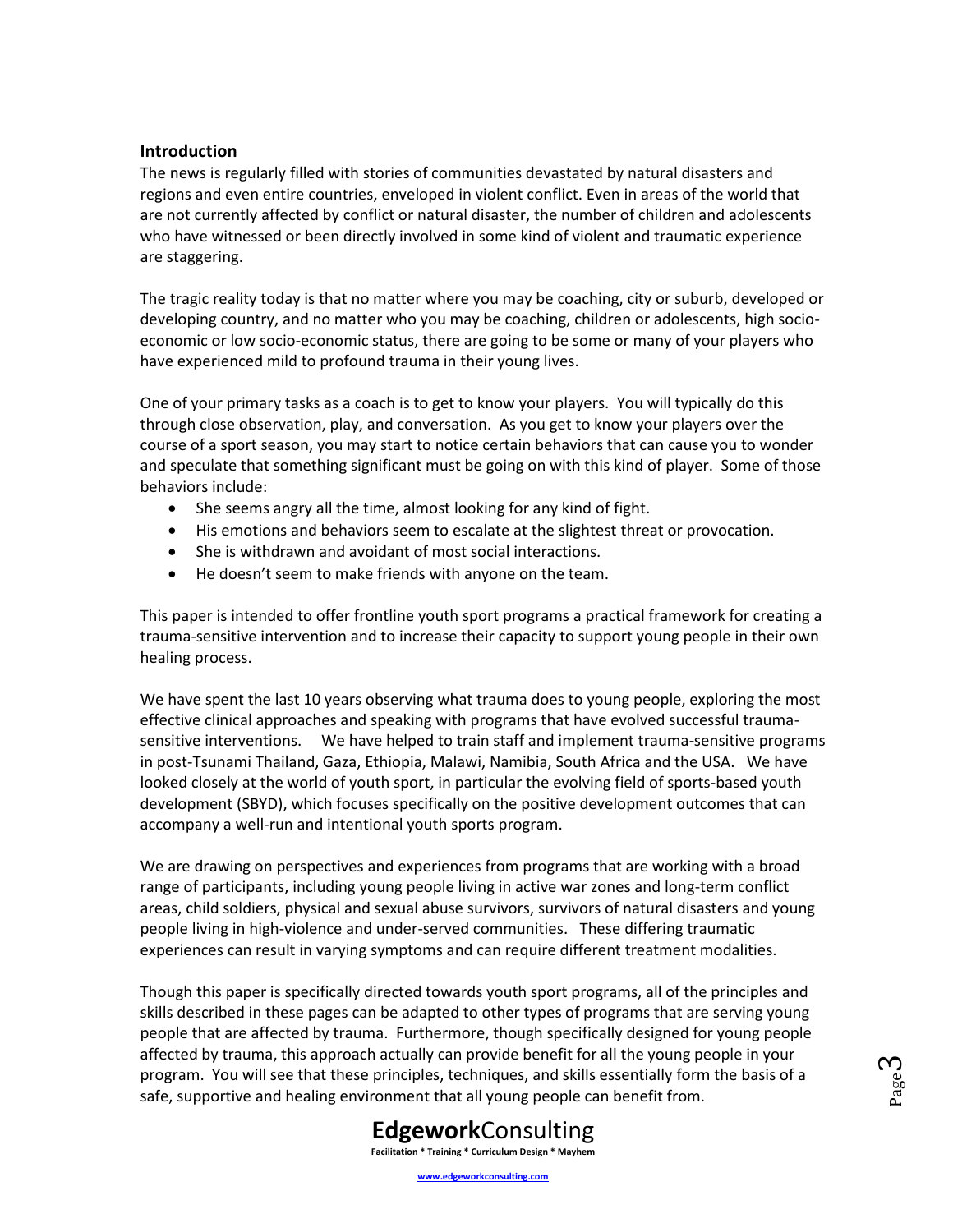## Introduction

The news is regularly filled with stories of communities devastated by natural disasters and regions and even entire countries, enveloped in violent conflict. Even in areas of the world that are not currently affected by conflict or natural disaster, the number of children and adolescents who have witnessed or been directly involved in some kind of violent and traumatic experience are staggering.

The tragic reality today is that no matter where you may be coaching, city or suburb, developed or developing country, and no matter who you may be coaching, children or adolescents, high socio-economic or low socio-economic status, there are going to be some or many of your players who have experienced mild to profound trauma in their young lives.

One of your primary tasks as a coach is to get to know your players. You will typically do this through close observation, play, and conversation. As you get to know your players over the course of a sport season, you may start to notice certain behaviors that can cause you to wonder and speculate that something significant must be going on with this kind of player. Some of those behaviors include:

- She seems angry all the time, almost looking for any kind of fight.
- His emotions and behaviors seem to escalate at the slightest threat or provocation.
- She is withdrawn and avoidant of most social interactions.
- He doesn't seem to make friends with anyone on the team.

This paper is intended to offer frontline youth sport programs a practical framework for creating a trauma-sensitive intervention and to increase their capacity to support young people in their own healing process.

We have spent the last 10 years observing what trauma does to young people, exploring the most effective clinical approaches and speaking with programs that have evolved successful trauma-sensitive interventions. We have helped to train staff and implement trauma-sensitive programs in post-Tsunami Thailand, Gaza, Ethiopia, Malawi, Namibia, South Africa and the USA. We have looked closely at the world of youth sport, in particular the evolving field of sports-based youth development (SBYD), which focuses specifically on the positive development outcomes that can accompany a well-run and intentional youth sports program.

We are drawing on perspectives and experiences from programs that are working with a broad range of participants, including young people living in active war zones and long-term conflict areas, child soldiers, physical and sexual abuse survivors, survivors of natural disasters and young people living in high-violence and under-served communities. These differing traumatic experiences can result in varying symptoms and can require different treatment modalities.

Though this paper is specifically directed towards youth sport programs, all of the principles and skills described in these pages can be adapted to other types of programs that are serving young people that are affected by trauma. Furthermore, though specifically designed for young people affected by trauma, this approach actually can provide benefit for all the young people in your program. You will see that these principles, techniques, and skills essentially form the basis of a safe, supportive and healing environment that all young people can benefit from.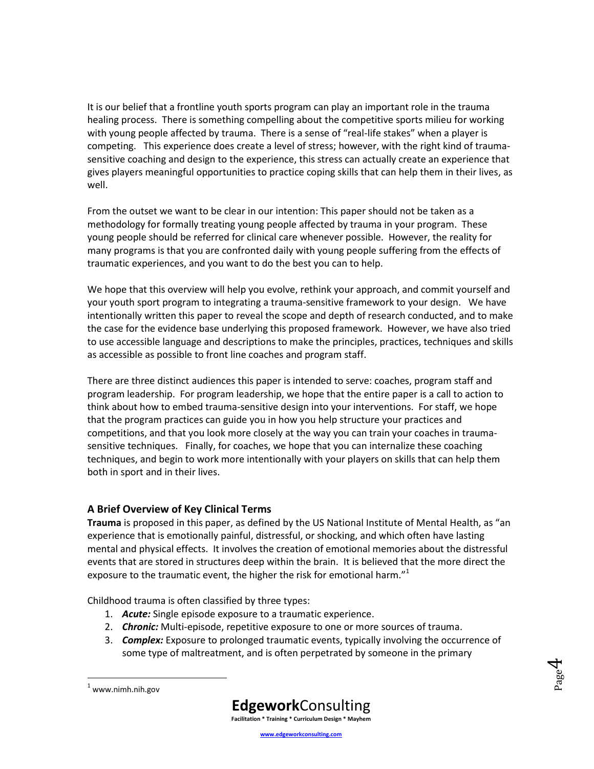It is our belief that a frontline youth sports program can play an important role in the trauma healing process. There is something compelling about the competitive sports milieu for working with young people affected by trauma. There is a sense of "real-life stakes" when a player is competing. This experience does create a level of stress; however, with the right kind of trauma-sensitive coaching and design to the experience, this stress can actually create an experience that gives players meaningful opportunities to practice coping skills that can help them in their lives, as well.

From the outset we want to be clear in our intention: This paper should not be taken as a methodology for formally treating young people affected by trauma in your program. These young people should be referred for clinical care whenever possible. However, the reality for many programs is that you are confronted daily with young people suffering from the effects of traumatic experiences, and you want to do the best you can to help.

We hope that this overview will help you evolve, rethink your approach, and commit yourself and your youth sport program to integrating a trauma-sensitive framework to your design. We have intentionally written this paper to reveal the scope and depth of research conducted, and to make the case for the evidence base underlying this proposed framework. However, we have also tried to use accessible language and descriptions to make the principles, practices, techniques and skills as accessible as possible to front line coaches and program staff.

There are three distinct audiences this paper is intended to serve: coaches, program staff and program leadership. For program leadership, we hope that the entire paper is a call to action to think about how to embed trauma-sensitive design into your interventions. For staff, we hope that the program practices can guide you in how you help structure your practices and competitions, and that you look more closely at the way you can train your coaches in trauma-sensitive techniques. Finally, for coaches, we hope that you can internalize these coaching techniques, and begin to work more intentionally with your players on skills that can help them both in sport and in their lives.

### A Brief Overview of Key Clinical Terms

**Trauma** is proposed in this paper, as defined by the US National Institute of Mental Health, as "an experience that is emotionally painful, distressful, or shocking, and which often have lasting mental and physical effects. It involves the creation of emotional memories about the distressful events that are stored in structures deep within the brain. It is believed that the more direct the exposure to the traumatic event, the higher the risk for emotional harm."[1]

Childhood trauma is often classified by three types:

1. ***Acute:*** Single episode exposure to a traumatic experience.
2. ***Chronic:*** Multi-episode, repetitive exposure to one or more sources of trauma.
3. ***Complex:*** Exposure to prolonged traumatic events, typically involving the occurrence of some type of maltreatment, and is often perpetrated by someone in the primary

[1] www.nimh.nih.gov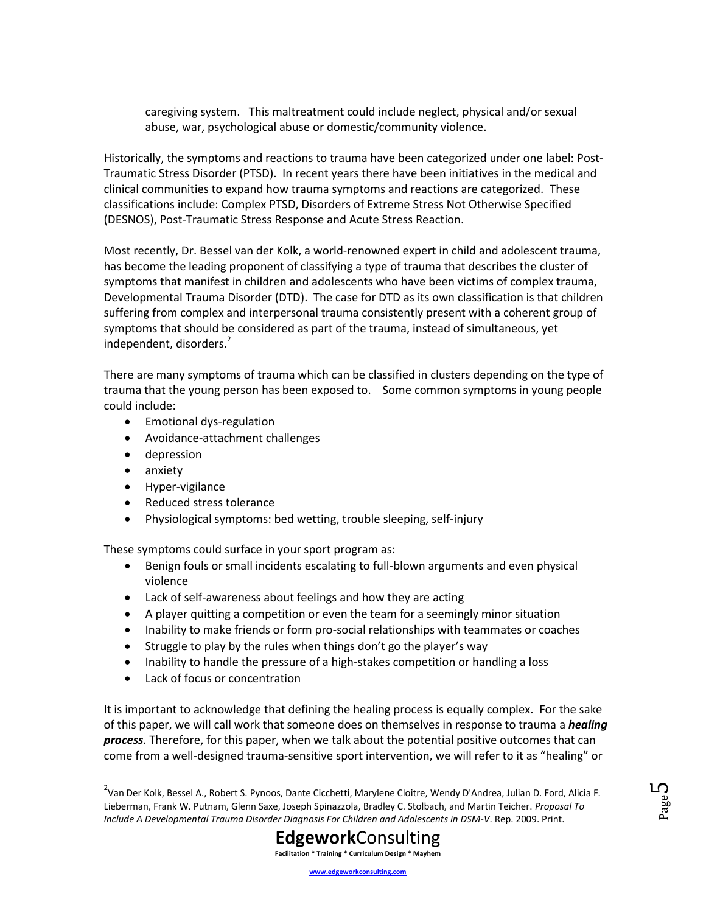caregiving system. This maltreatment could include neglect, physical and/or sexual abuse, war, psychological abuse or domestic/community violence.

Historically, the symptoms and reactions to trauma have been categorized under one label: Post-Traumatic Stress Disorder (PTSD). In recent years there have been initiatives in the medical and clinical communities to expand how trauma symptoms and reactions are categorized. These classifications include: Complex PTSD, Disorders of Extreme Stress Not Otherwise Specified (DESNOS), Post-Traumatic Stress Response and Acute Stress Reaction.

Most recently, Dr. Bessel van der Kolk, a world-renowned expert in child and adolescent trauma, has become the leading proponent of classifying a type of trauma that describes the cluster of symptoms that manifest in children and adolescents who have been victims of complex trauma, Developmental Trauma Disorder (DTD). The case for DTD as its own classification is that children suffering from complex and interpersonal trauma consistently present with a coherent group of symptoms that should be considered as part of the trauma, instead of simultaneous, yet independent, disorders.[2]

There are many symptoms of trauma which can be classified in clusters depending on the type of trauma that the young person has been exposed to. Some common symptoms in young people could include:

- Emotional dys-regulation
- Avoidance-attachment challenges
- depression
- anxiety
- Hyper-vigilance
- Reduced stress tolerance
- Physiological symptoms: bed wetting, trouble sleeping, self-injury

These symptoms could surface in your sport program as:

- Benign fouls or small incidents escalating to full-blown arguments and even physical violence
- Lack of self-awareness about feelings and how they are acting
- A player quitting a competition or even the team for a seemingly minor situation
- Inability to make friends or form pro-social relationships with teammates or coaches
- Struggle to play by the rules when things don't go the player's way
- Inability to handle the pressure of a high-stakes competition or handling a loss
- Lack of focus or concentration

It is important to acknowledge that defining the healing process is equally complex. For the sake of this paper, we will call work that someone does on themselves in response to trauma a ***healing process***. Therefore, for this paper, when we talk about the potential positive outcomes that can come from a well-designed trauma-sensitive sport intervention, we will refer to it as "healing" or

[2] Van Der Kolk, Bessel A., Robert S. Pynoos, Dante Cicchetti, Marylene Cloitre, Wendy D'Andrea, Julian D. Ford, Alicia F. Lieberman, Frank W. Putnam, Glenn Saxe, Joseph Spinazzola, Bradley C. Stolbach, and Martin Teicher. *Proposal To Include A Developmental Trauma Disorder Diagnosis For Children and Adolescents in DSM-V*. Rep. 2009. Print.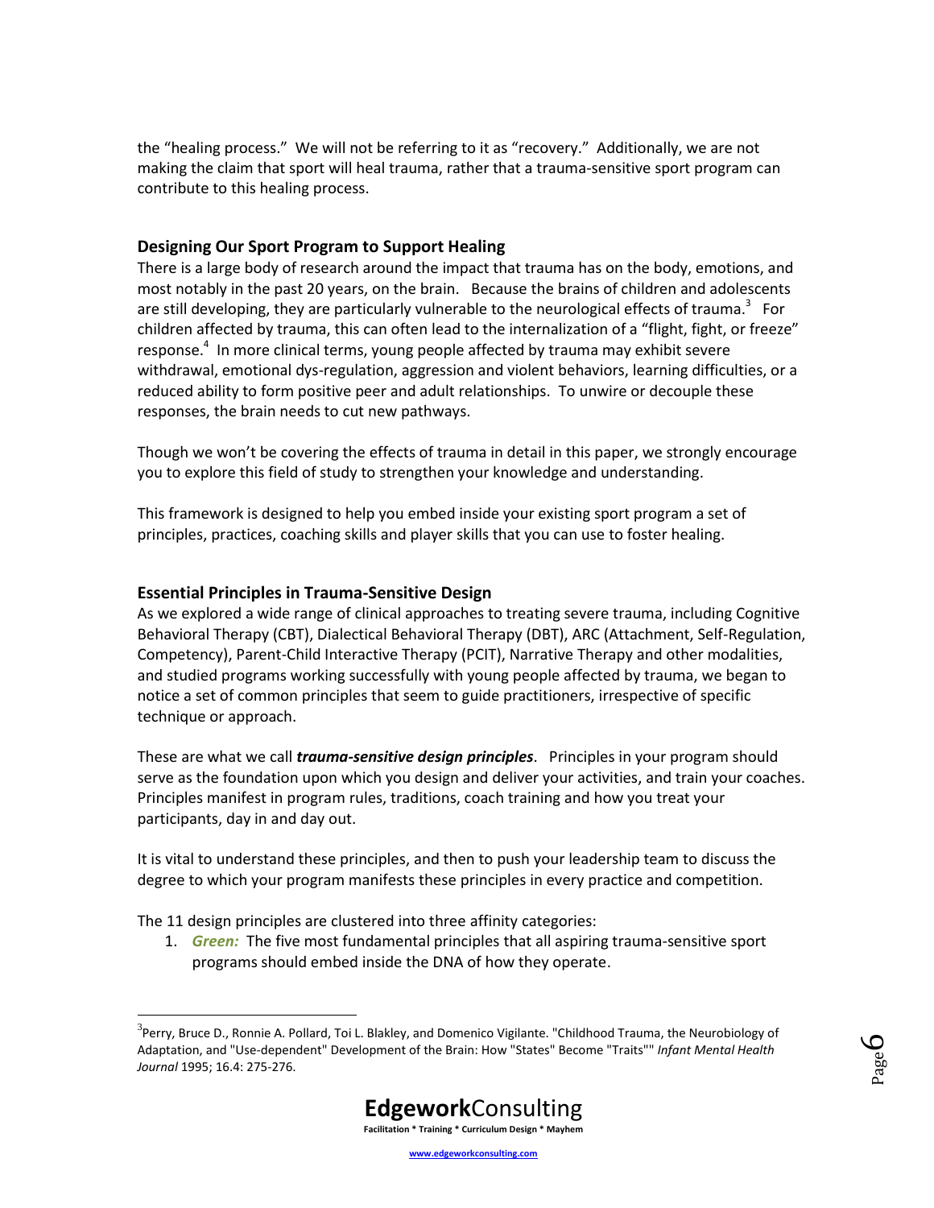the "healing process." We will not be referring to it as "recovery." Additionally, we are not making the claim that sport will heal trauma, rather that a trauma-sensitive sport program can contribute to this healing process.

### Designing Our Sport Program to Support Healing

There is a large body of research around the impact that trauma has on the body, emotions, and most notably in the past 20 years, on the brain. Because the brains of children and adolescents are still developing, they are particularly vulnerable to the neurological effects of trauma.[3] For children affected by trauma, this can often lead to the internalization of a "flight, fight, or freeze" response.[4] In more clinical terms, young people affected by trauma may exhibit severe withdrawal, emotional dys-regulation, aggression and violent behaviors, learning difficulties, or a reduced ability to form positive peer and adult relationships. To unwire or decouple these responses, the brain needs to cut new pathways.

Though we won't be covering the effects of trauma in detail in this paper, we strongly encourage you to explore this field of study to strengthen your knowledge and understanding.

This framework is designed to help you embed inside your existing sport program a set of principles, practices, coaching skills and player skills that you can use to foster healing.

### Essential Principles in Trauma-Sensitive Design

As we explored a wide range of clinical approaches to treating severe trauma, including Cognitive Behavioral Therapy (CBT), Dialectical Behavioral Therapy (DBT), ARC (Attachment, Self-Regulation, Competency), Parent-Child Interactive Therapy (PCIT), Narrative Therapy and other modalities, and studied programs working successfully with young people affected by trauma, we began to notice a set of common principles that seem to guide practitioners, irrespective of specific technique or approach.

These are what we call ***trauma-sensitive design principles***. Principles in your program should serve as the foundation upon which you design and deliver your activities, and train your coaches. Principles manifest in program rules, traditions, coach training and how you treat your participants, day in and day out.

It is vital to understand these principles, and then to push your leadership team to discuss the degree to which your program manifests these principles in every practice and competition.

The 11 design principles are clustered into three affinity categories:

1. ***Green:*** The five most fundamental principles that all aspiring trauma-sensitive sport programs should embed inside the DNA of how they operate.

---

[3] Perry, Bruce D., Ronnie A. Pollard, Toi L. Blakley, and Domenico Vigilante. "Childhood Trauma, the Neurobiology of Adaptation, and "Use-dependent" Development of the Brain: How "States" Become "Traits"" *Infant Mental Health Journal* 1995; 16.4: 275-276.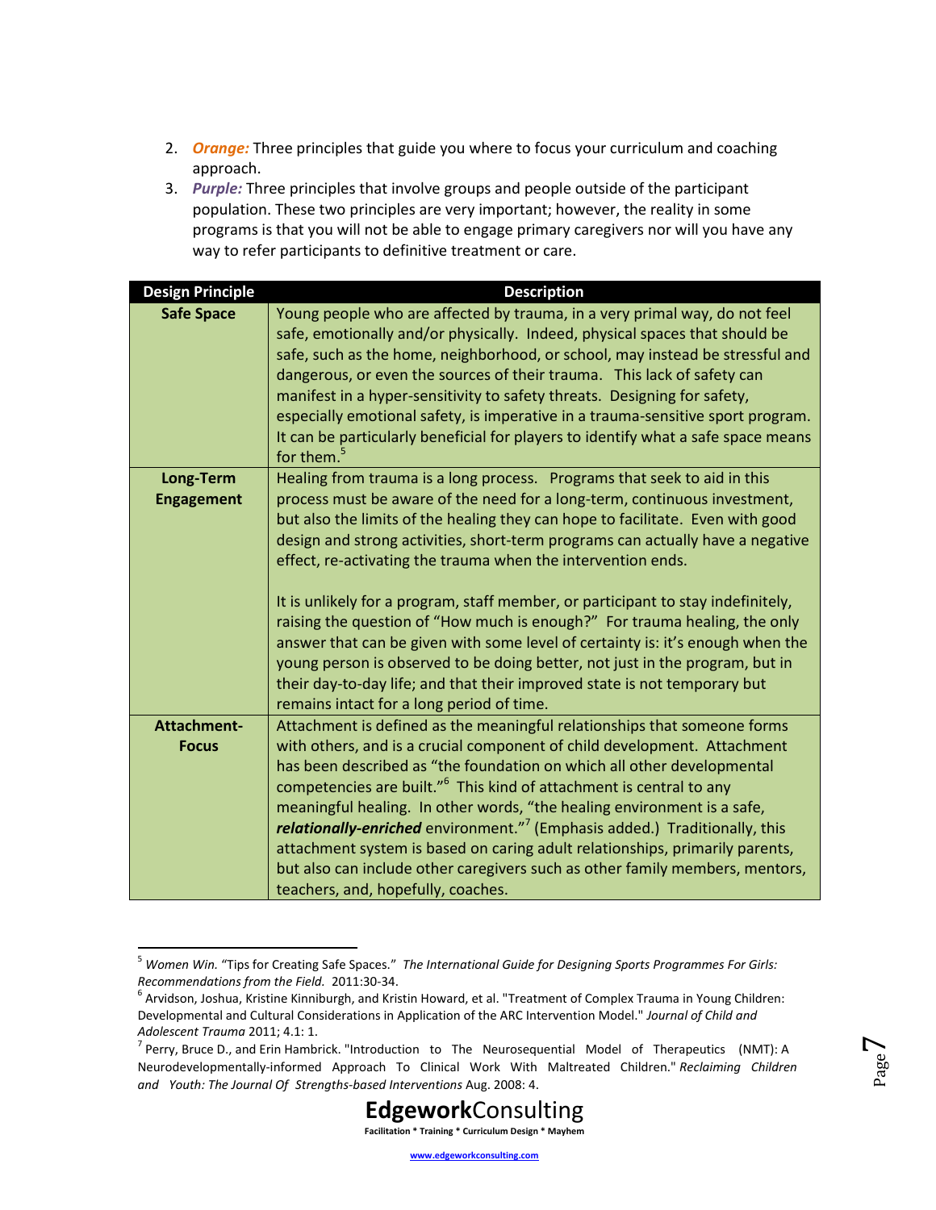2. ***Orange:*** Three principles that guide you where to focus your curriculum and coaching approach.
3. ***Purple:*** Three principles that involve groups and people outside of the participant population. These two principles are very important; however, the reality in some programs is that you will not be able to engage primary caregivers nor will you have any way to refer participants to definitive treatment or care.

| Design Principle | Description |
|---|---|
| **Safe Space** | Young people who are affected by trauma, in a very primal way, do not feel safe, emotionally and/or physically. Indeed, physical spaces that should be safe, such as the home, neighborhood, or school, may instead be stressful and dangerous, or even the sources of their trauma. This lack of safety can manifest in a hyper-sensitivity to safety threats. Designing for safety, especially emotional safety, is imperative in a trauma-sensitive sport program. It can be particularly beneficial for players to identify what a safe space means for them.[5] |
| **Long-Term Engagement** | Healing from trauma is a long process. Programs that seek to aid in this process must be aware of the need for a long-term, continuous investment, but also the limits of the healing they can hope to facilitate. Even with good design and strong activities, short-term programs can actually have a negative effect, re-activating the trauma when the intervention ends.<br><br>It is unlikely for a program, staff member, or participant to stay indefinitely, raising the question of "How much is enough?" For trauma healing, the only answer that can be given with some level of certainty is: it's enough when the young person is observed to be doing better, not just in the program, but in their day-to-day life; and that their improved state is not temporary but remains intact for a long period of time. |
| **Attachment-Focus** | Attachment is defined as the meaningful relationships that someone forms with others, and is a crucial component of child development. Attachment has been described as "the foundation on which all other developmental competencies are built."[6] This kind of attachment is central to any meaningful healing. In other words, "the healing environment is a safe, ***relationally-enriched*** environment."[7] (Emphasis added.) Traditionally, this attachment system is based on caring adult relationships, primarily parents, but also can include other caregivers such as other family members, mentors, teachers, and, hopefully, coaches. |

[5] *Women Win.* "Tips for Creating Safe Spaces." *The International Guide for Designing Sports Programmes For Girls: Recommendations from the Field.* 2011:30-34.

[6] Arvidson, Joshua, Kristine Kinniburgh, and Kristin Howard, et al. "Treatment of Complex Trauma in Young Children: Developmental and Cultural Considerations in Application of the ARC Intervention Model." *Journal of Child and Adolescent Trauma* 2011; 4.1: 1.

[7] Perry, Bruce D., and Erin Hambrick. "Introduction to The Neurosequential Model of Therapeutics (NMT): A Neurodevelopmentally-informed Approach To Clinical Work With Maltreated Children." *Reclaiming Children and Youth: The Journal Of Strengths-based Interventions* Aug. 2008: 4.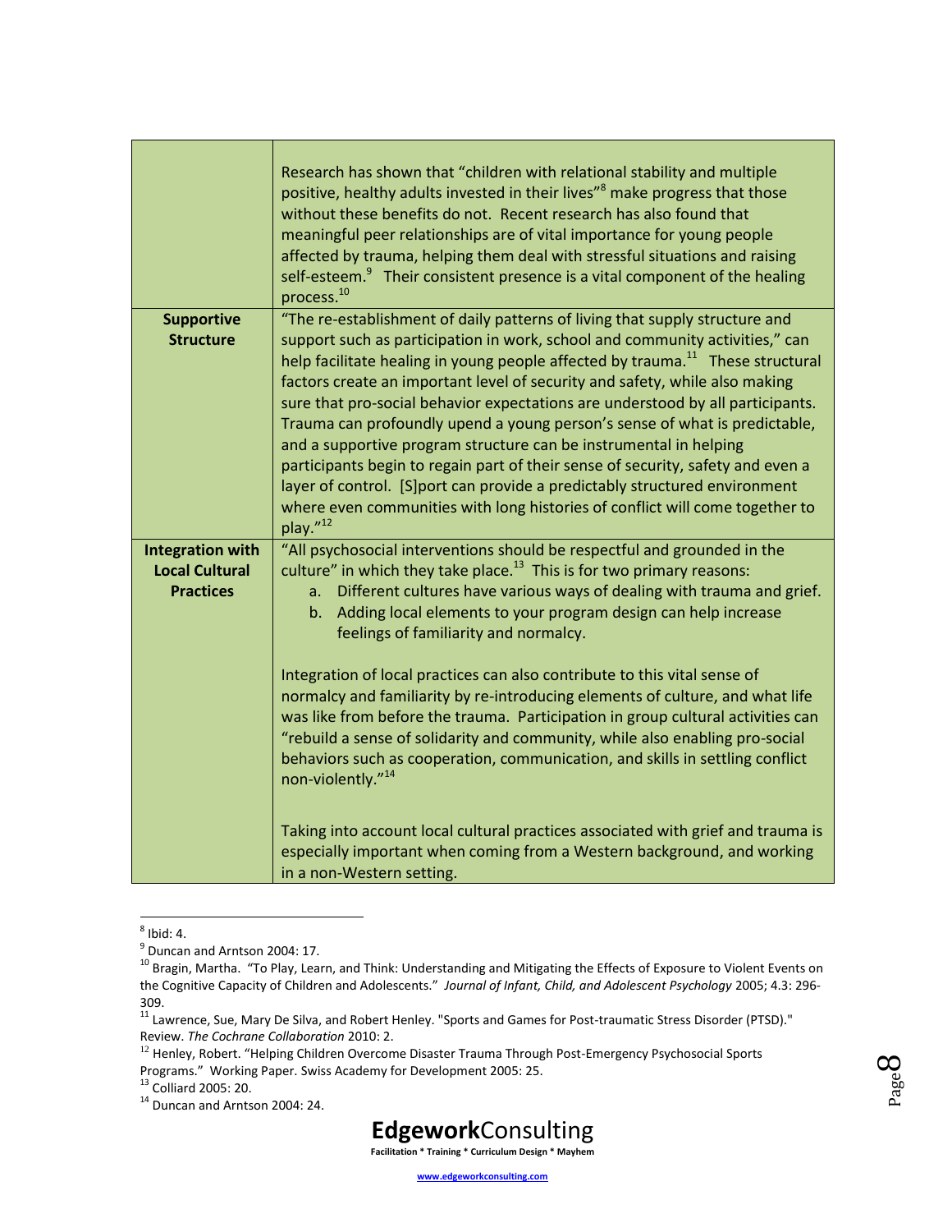| | |
|---|---|
| | Research has shown that "children with relational stability and multiple positive, healthy adults invested in their lives"[8] make progress that those without these benefits do not. Recent research has also found that meaningful peer relationships are of vital importance for young people affected by trauma, helping them deal with stressful situations and raising self-esteem.[9] Their consistent presence is a vital component of the healing process.[10] |
| **Supportive Structure** | "The re-establishment of daily patterns of living that supply structure and support such as participation in work, school and community activities," can help facilitate healing in young people affected by trauma.[11] These structural factors create an important level of security and safety, while also making sure that pro-social behavior expectations are understood by all participants. Trauma can profoundly upend a young person's sense of what is predictable, and a supportive program structure can be instrumental in helping participants begin to regain part of their sense of security, safety and even a layer of control. [S]port can provide a predictably structured environment where even communities with long histories of conflict will come together to play."[12] |
| **Integration with Local Cultural Practices** | "All psychosocial interventions should be respectful and grounded in the culture" in which they take place.[13] This is for two primary reasons:<br>a. Different cultures have various ways of dealing with trauma and grief.<br>b. Adding local elements to your program design can help increase feelings of familiarity and normalcy.<br><br>Integration of local practices can also contribute to this vital sense of normalcy and familiarity by re-introducing elements of culture, and what life was like from before the trauma. Participation in group cultural activities can "rebuild a sense of solidarity and community, while also enabling pro-social behaviors such as cooperation, communication, and skills in settling conflict non-violently."[14]<br><br>Taking into account local cultural practices associated with grief and trauma is especially important when coming from a Western background, and working in a non-Western setting. |

[8] Ibid: 4.

[9] Duncan and Arntson 2004: 17.

[10] Bragin, Martha. "To Play, Learn, and Think: Understanding and Mitigating the Effects of Exposure to Violent Events on the Cognitive Capacity of Children and Adolescents." *Journal of Infant, Child, and Adolescent Psychology* 2005; 4.3: 296-309.

[11] Lawrence, Sue, Mary De Silva, and Robert Henley. "Sports and Games for Post-traumatic Stress Disorder (PTSD)." Review. *The Cochrane Collaboration* 2010: 2.

[12] Henley, Robert. "Helping Children Overcome Disaster Trauma Through Post-Emergency Psychosocial Sports Programs." Working Paper. Swiss Academy for Development 2005: 25.

[13] Colliard 2005: 20.

[14] Duncan and Arntson 2004: 24.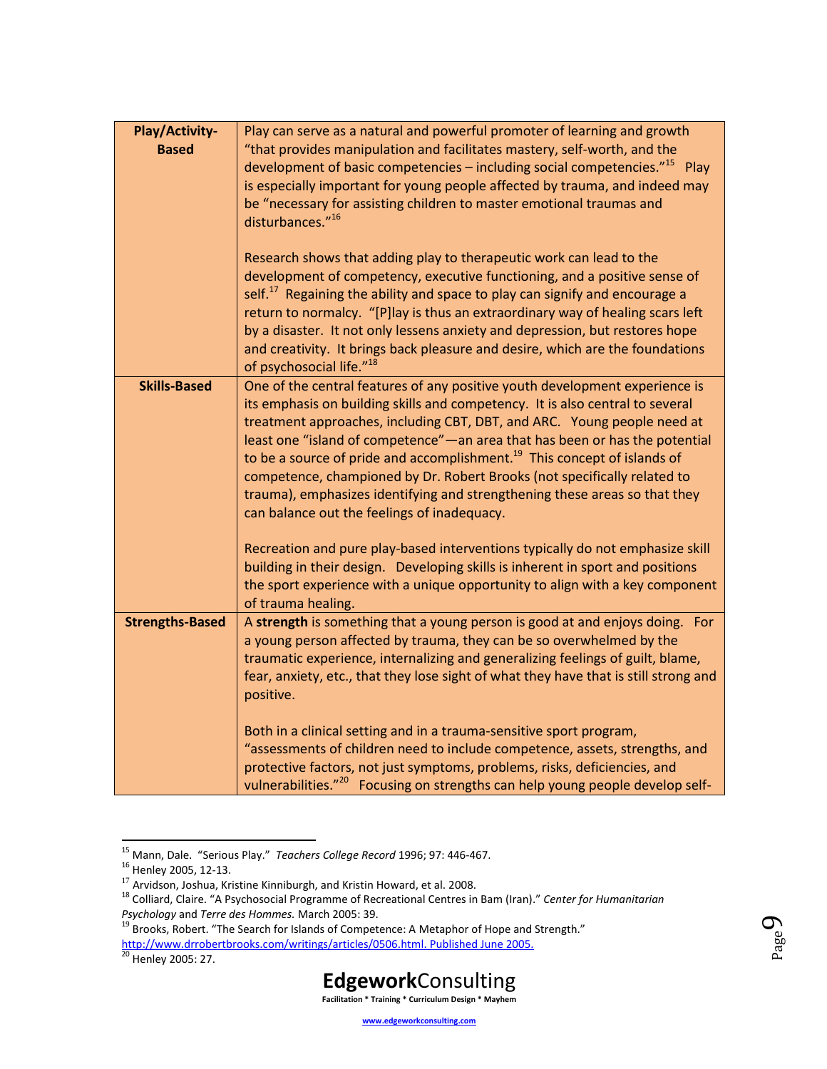| | |
|---|---|
| **Play/Activity-Based** | Play can serve as a natural and powerful promoter of learning and growth "that provides manipulation and facilitates mastery, self-worth, and the development of basic competencies – including social competencies."[15] Play is especially important for young people affected by trauma, and indeed may be "necessary for assisting children to master emotional traumas and disturbances."[16]<br><br>Research shows that adding play to therapeutic work can lead to the development of competency, executive functioning, and a positive sense of self.[17] Regaining the ability and space to play can signify and encourage a return to normalcy. "[P]lay is thus an extraordinary way of healing scars left by a disaster. It not only lessens anxiety and depression, but restores hope and creativity. It brings back pleasure and desire, which are the foundations of psychosocial life."[18] |
| **Skills-Based** | One of the central features of any positive youth development experience is its emphasis on building skills and competency. It is also central to several treatment approaches, including CBT, DBT, and ARC. Young people need at least one "island of competence"—an area that has been or has the potential to be a source of pride and accomplishment.[19] This concept of islands of competence, championed by Dr. Robert Brooks (not specifically related to trauma), emphasizes identifying and strengthening these areas so that they can balance out the feelings of inadequacy.<br><br>Recreation and pure play-based interventions typically do not emphasize skill building in their design. Developing skills is inherent in sport and positions the sport experience with a unique opportunity to align with a key component of trauma healing. |
| **Strengths-Based** | A **strength** is something that a young person is good at and enjoys doing. For a young person affected by trauma, they can be so overwhelmed by the traumatic experience, internalizing and generalizing feelings of guilt, blame, fear, anxiety, etc., that they lose sight of what they have that is still strong and positive.<br><br>Both in a clinical setting and in a trauma-sensitive sport program, "assessments of children need to include competence, assets, strengths, and protective factors, not just symptoms, problems, risks, deficiencies, and vulnerabilities."[20] Focusing on strengths can help young people develop self- |

[15] Mann, Dale. "Serious Play." *Teachers College Record* 1996; 97: 446-467.
[16] Henley 2005, 12-13.
[17] Arvidson, Joshua, Kristine Kinniburgh, and Kristin Howard, et al. 2008.
[18] Colliard, Claire. "A Psychosocial Programme of Recreational Centres in Bam (Iran)." *Center for Humanitarian Psychology* and *Terre des Hommes.* March 2005: 39.
[19] Brooks, Robert. "The Search for Islands of Competence: A Metaphor of Hope and Strength." http://www.drrobertbrooks.com/writings/articles/0506.html. Published June 2005.
[20] Henley 2005: 27.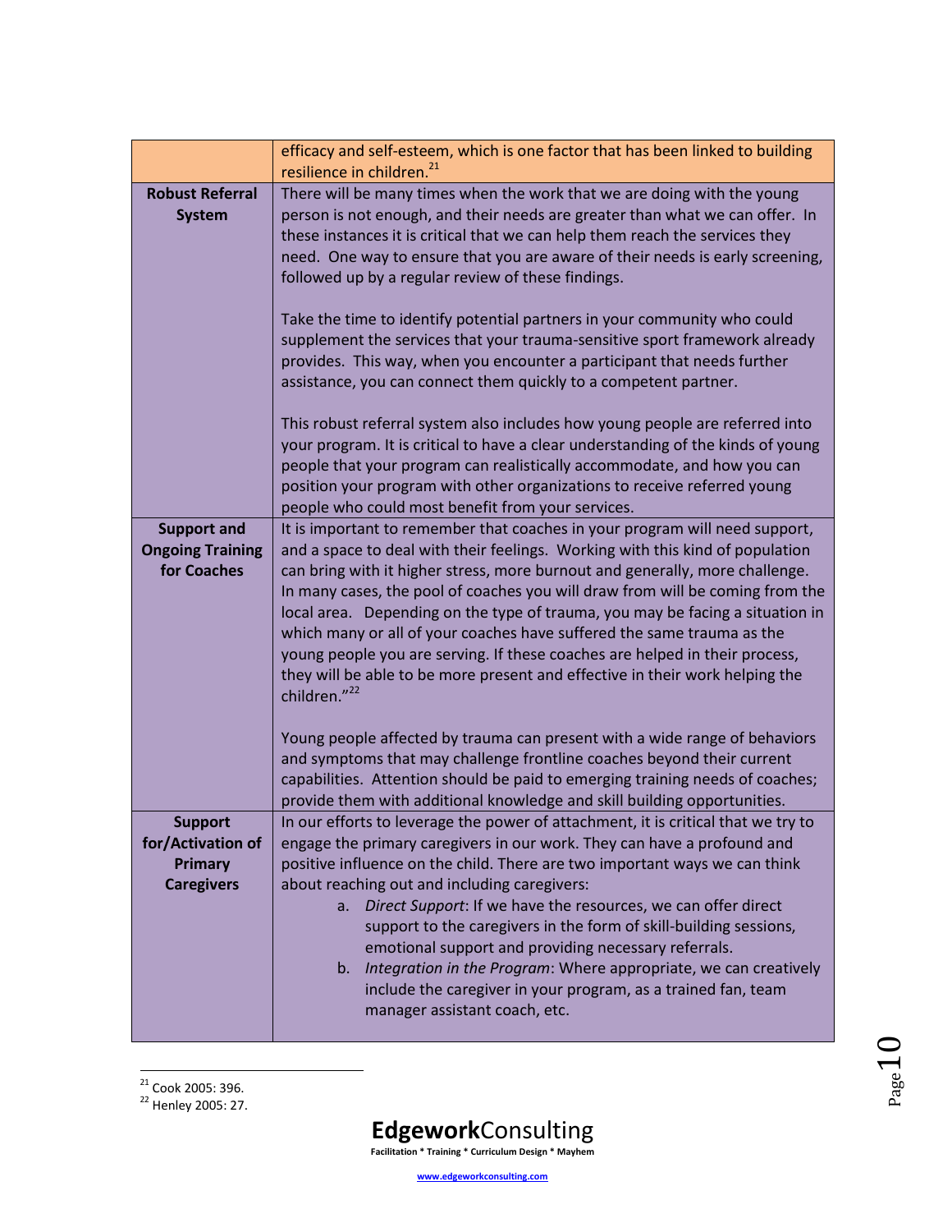| | |
|---|---|
| | efficacy and self-esteem, which is one factor that has been linked to building resilience in children.[21] |
| **Robust Referral System** | There will be many times when the work that we are doing with the young person is not enough, and their needs are greater than what we can offer. In these instances it is critical that we can help them reach the services they need. One way to ensure that you are aware of their needs is early screening, followed up by a regular review of these findings.<br><br>Take the time to identify potential partners in your community who could supplement the services that your trauma-sensitive sport framework already provides. This way, when you encounter a participant that needs further assistance, you can connect them quickly to a competent partner.<br><br>This robust referral system also includes how young people are referred into your program. It is critical to have a clear understanding of the kinds of young people that your program can realistically accommodate, and how you can position your program with other organizations to receive referred young people who could most benefit from your services. |
| **Support and Ongoing Training for Coaches** | It is important to remember that coaches in your program will need support, and a space to deal with their feelings. Working with this kind of population can bring with it higher stress, more burnout and generally, more challenge. In many cases, the pool of coaches you will draw from will be coming from the local area. Depending on the type of trauma, you may be facing a situation in which many or all of your coaches have suffered the same trauma as the young people you are serving. If these coaches are helped in their process, they will be able to be more present and effective in their work helping the children."[22]<br><br>Young people affected by trauma can present with a wide range of behaviors and symptoms that may challenge frontline coaches beyond their current capabilities. Attention should be paid to emerging training needs of coaches; provide them with additional knowledge and skill building opportunities. |
| **Support for/Activation of Primary Caregivers** | In our efforts to leverage the power of attachment, it is critical that we try to engage the primary caregivers in our work. They can have a profound and positive influence on the child. There are two important ways we can think about reaching out and including caregivers:<br>a. *Direct Support*: If we have the resources, we can offer direct support to the caregivers in the form of skill-building sessions, emotional support and providing necessary referrals.<br>b. *Integration in the Program*: Where appropriate, we can creatively include the caregiver in your program, as a trained fan, team manager assistant coach, etc. |

[21] Cook 2005: 396.
[22] Henley 2005: 27.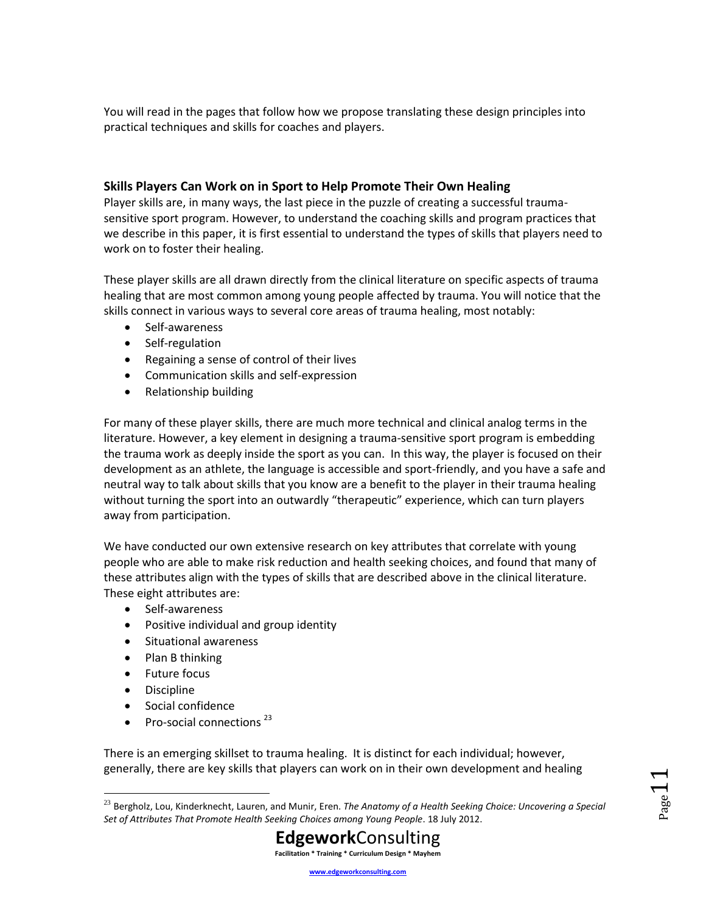You will read in the pages that follow how we propose translating these design principles into practical techniques and skills for coaches and players.

### Skills Players Can Work on in Sport to Help Promote Their Own Healing

Player skills are, in many ways, the last piece in the puzzle of creating a successful trauma-sensitive sport program. However, to understand the coaching skills and program practices that we describe in this paper, it is first essential to understand the types of skills that players need to work on to foster their healing.

These player skills are all drawn directly from the clinical literature on specific aspects of trauma healing that are most common among young people affected by trauma. You will notice that the skills connect in various ways to several core areas of trauma healing, most notably:

- Self-awareness
- Self-regulation
- Regaining a sense of control of their lives
- Communication skills and self-expression
- Relationship building

For many of these player skills, there are much more technical and clinical analog terms in the literature. However, a key element in designing a trauma-sensitive sport program is embedding the trauma work as deeply inside the sport as you can. In this way, the player is focused on their development as an athlete, the language is accessible and sport-friendly, and you have a safe and neutral way to talk about skills that you know are a benefit to the player in their trauma healing without turning the sport into an outwardly "therapeutic" experience, which can turn players away from participation.

We have conducted our own extensive research on key attributes that correlate with young people who are able to make risk reduction and health seeking choices, and found that many of these attributes align with the types of skills that are described above in the clinical literature. These eight attributes are:

- Self-awareness
- Positive individual and group identity
- Situational awareness
- Plan B thinking
- Future focus
- Discipline
- Social confidence
- Pro-social connections [23]

There is an emerging skillset to trauma healing. It is distinct for each individual; however, generally, there are key skills that players can work on in their own development and healing

[23] Bergholz, Lou, Kinderknecht, Lauren, and Munir, Eren. *The Anatomy of a Health Seeking Choice: Uncovering a Special Set of Attributes That Promote Health Seeking Choices among Young People*. 18 July 2012.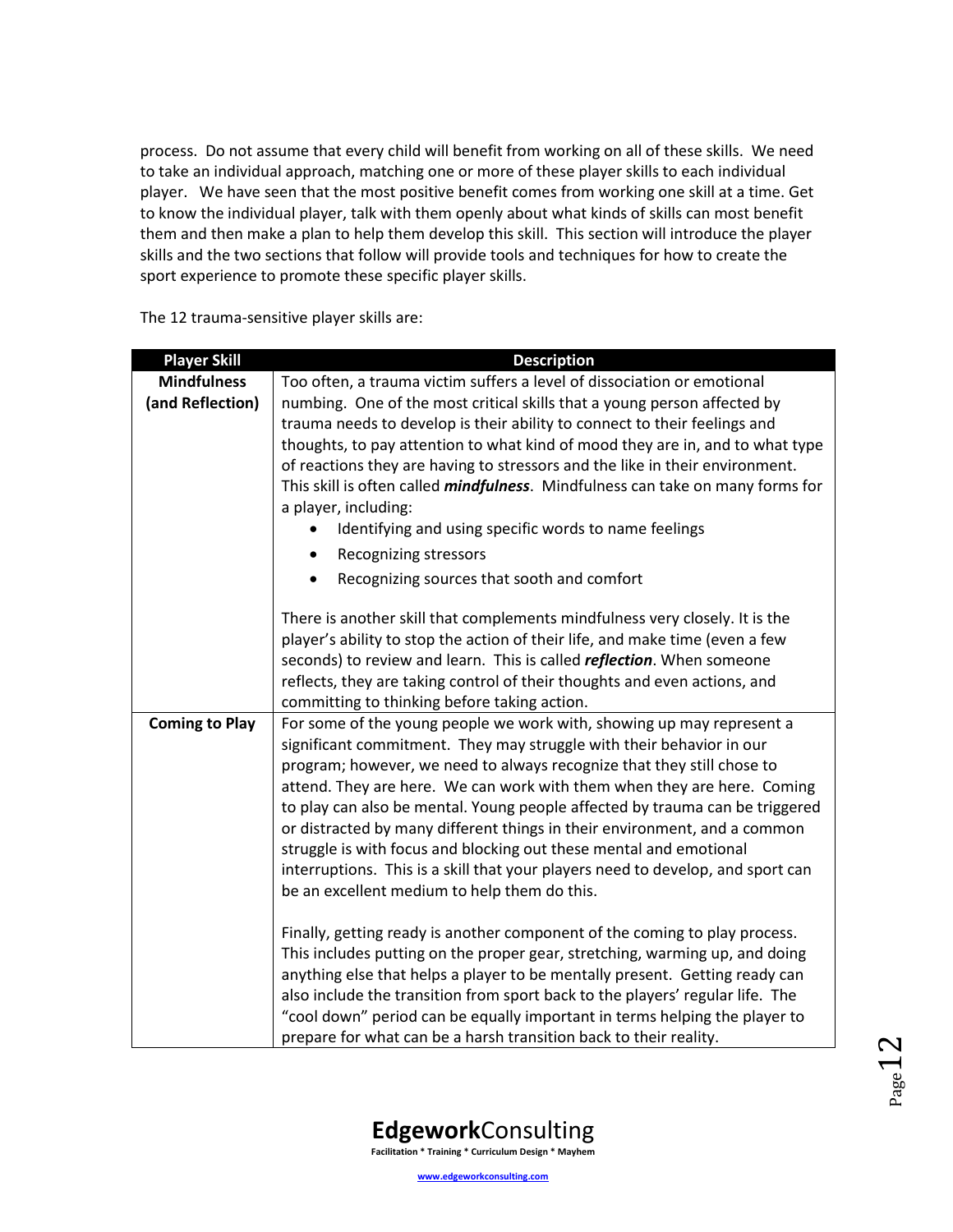process. Do not assume that every child will benefit from working on all of these skills. We need to take an individual approach, matching one or more of these player skills to each individual player. We have seen that the most positive benefit comes from working one skill at a time. Get to know the individual player, talk with them openly about what kinds of skills can most benefit them and then make a plan to help them develop this skill. This section will introduce the player skills and the two sections that follow will provide tools and techniques for how to create the sport experience to promote these specific player skills.

The 12 trauma-sensitive player skills are:

| Player Skill | Description |
|---|---|
| **Mindfulness (and Reflection)** | Too often, a trauma victim suffers a level of dissociation or emotional numbing. One of the most critical skills that a young person affected by trauma needs to develop is their ability to connect to their feelings and thoughts, to pay attention to what kind of mood they are in, and to what type of reactions they are having to stressors and the like in their environment. This skill is often called ***mindfulness***. Mindfulness can take on many forms for a player, including: <br>• Identifying and using specific words to name feelings <br>• Recognizing stressors <br>• Recognizing sources that sooth and comfort <br><br>There is another skill that complements mindfulness very closely. It is the player's ability to stop the action of their life, and make time (even a few seconds) to review and learn. This is called ***reflection***. When someone reflects, they are taking control of their thoughts and even actions, and committing to thinking before taking action. |
| **Coming to Play** | For some of the young people we work with, showing up may represent a significant commitment. They may struggle with their behavior in our program; however, we need to always recognize that they still chose to attend. They are here. We can work with them when they are here. Coming to play can also be mental. Young people affected by trauma can be triggered or distracted by many different things in their environment, and a common struggle is with focus and blocking out these mental and emotional interruptions. This is a skill that your players need to develop, and sport can be an excellent medium to help them do this. <br><br>Finally, getting ready is another component of the coming to play process. This includes putting on the proper gear, stretching, warming up, and doing anything else that helps a player to be mentally present. Getting ready can also include the transition from sport back to the players' regular life. The "cool down" period can be equally important in terms helping the player to prepare for what can be a harsh transition back to their reality. |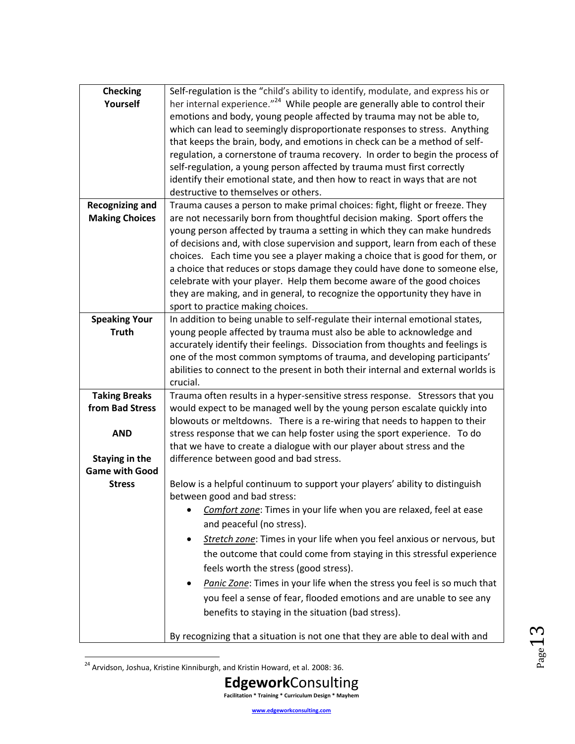| | |
|---|---|
| **Checking Yourself** | Self-regulation is the "child's ability to identify, modulate, and express his or her internal experience."[24] While people are generally able to control their emotions and body, young people affected by trauma may not be able to, which can lead to seemingly disproportionate responses to stress. Anything that keeps the brain, body, and emotions in check can be a method of self-regulation, a cornerstone of trauma recovery. In order to begin the process of self-regulation, a young person affected by trauma must first correctly identify their emotional state, and then how to react in ways that are not destructive to themselves or others. |
| **Recognizing and Making Choices** | Trauma causes a person to make primal choices: fight, flight or freeze. They are not necessarily born from thoughtful decision making. Sport offers the young person affected by trauma a setting in which they can make hundreds of decisions and, with close supervision and support, learn from each of these choices. Each time you see a player making a choice that is good for them, or a choice that reduces or stops damage they could have done to someone else, celebrate with your player. Help them become aware of the good choices they are making, and in general, to recognize the opportunity they have in sport to practice making choices. |
| **Speaking Your Truth** | In addition to being unable to self-regulate their internal emotional states, young people affected by trauma must also be able to acknowledge and accurately identify their feelings. Dissociation from thoughts and feelings is one of the most common symptoms of trauma, and developing participants' abilities to connect to the present in both their internal and external worlds is crucial. |
| **Taking Breaks from Bad Stress**<br><br>**AND**<br><br>**Staying in the Game with Good Stress** | Trauma often results in a hyper-sensitive stress response. Stressors that you would expect to be managed well by the young person escalate quickly into blowouts or meltdowns. There is a re-wiring that needs to happen to their stress response that we can help foster using the sport experience. To do that we have to create a dialogue with our player about stress and the difference between good and bad stress.<br><br>Below is a helpful continuum to support your players' ability to distinguish between good and bad stress:<br>• *Comfort zone*: Times in your life when you are relaxed, feel at ease and peaceful (no stress).<br>• *Stretch zone*: Times in your life when you feel anxious or nervous, but the outcome that could come from staying in this stressful experience feels worth the stress (good stress).<br>• *Panic Zone*: Times in your life when the stress you feel is so much that you feel a sense of fear, flooded emotions and are unable to see any benefits to staying in the situation (bad stress).<br><br>By recognizing that a situation is not one that they are able to deal with and |

[24] Arvidson, Joshua, Kristine Kinniburgh, and Kristin Howard, et al. 2008: 36.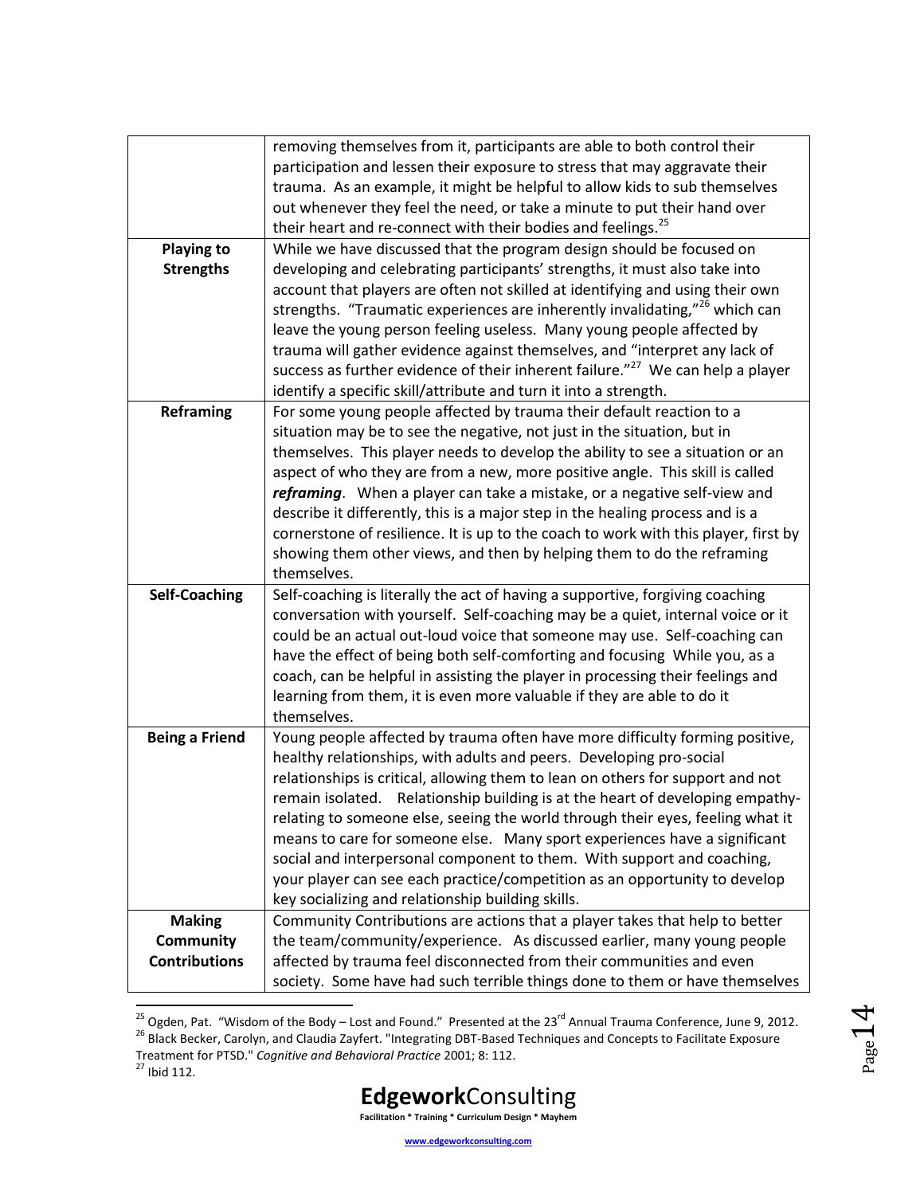| | |
|---|---|
| | removing themselves from it, participants are able to both control their participation and lessen their exposure to stress that may aggravate their trauma. As an example, it might be helpful to allow kids to sub themselves out whenever they feel the need, or take a minute to put their hand over their heart and re-connect with their bodies and feelings.[25] |
| **Playing to Strengths** | While we have discussed that the program design should be focused on developing and celebrating participants' strengths, it must also take into account that players are often not skilled at identifying and using their own strengths. "Traumatic experiences are inherently invalidating,"[26] which can leave the young person feeling useless. Many young people affected by trauma will gather evidence against themselves, and "interpret any lack of success as further evidence of their inherent failure."[27] We can help a player identify a specific skill/attribute and turn it into a strength. |
| **Reframing** | For some young people affected by trauma their default reaction to a situation may be to see the negative, not just in the situation, but in themselves. This player needs to develop the ability to see a situation or an aspect of who they are from a new, more positive angle. This skill is called ***reframing***. When a player can take a mistake, or a negative self-view and describe it differently, this is a major step in the healing process and is a cornerstone of resilience. It is up to the coach to work with this player, first by showing them other views, and then by helping them to do the reframing themselves. |
| **Self-Coaching** | Self-coaching is literally the act of having a supportive, forgiving coaching conversation with yourself. Self-coaching may be a quiet, internal voice or it could be an actual out-loud voice that someone may use. Self-coaching can have the effect of being both self-comforting and focusing While you, as a coach, can be helpful in assisting the player in processing their feelings and learning from them, it is even more valuable if they are able to do it themselves. |
| **Being a Friend** | Young people affected by trauma often have more difficulty forming positive, healthy relationships, with adults and peers. Developing pro-social relationships is critical, allowing them to lean on others for support and not remain isolated. Relationship building is at the heart of developing empathy- relating to someone else, seeing the world through their eyes, feeling what it means to care for someone else. Many sport experiences have a significant social and interpersonal component to them. With support and coaching, your player can see each practice/competition as an opportunity to develop key socializing and relationship building skills. |
| **Making Community Contributions** | Community Contributions are actions that a player takes that help to better the team/community/experience. As discussed earlier, many young people affected by trauma feel disconnected from their communities and even society. Some have had such terrible things done to them or have themselves |

[25] Ogden, Pat. "Wisdom of the Body – Lost and Found." Presented at the 23rd Annual Trauma Conference, June 9, 2012.

[26] Black Becker, Carolyn, and Claudia Zayfert. "Integrating DBT-Based Techniques and Concepts to Facilitate Exposure Treatment for PTSD." *Cognitive and Behavioral Practice* 2001; 8: 112.

[27] Ibid 112.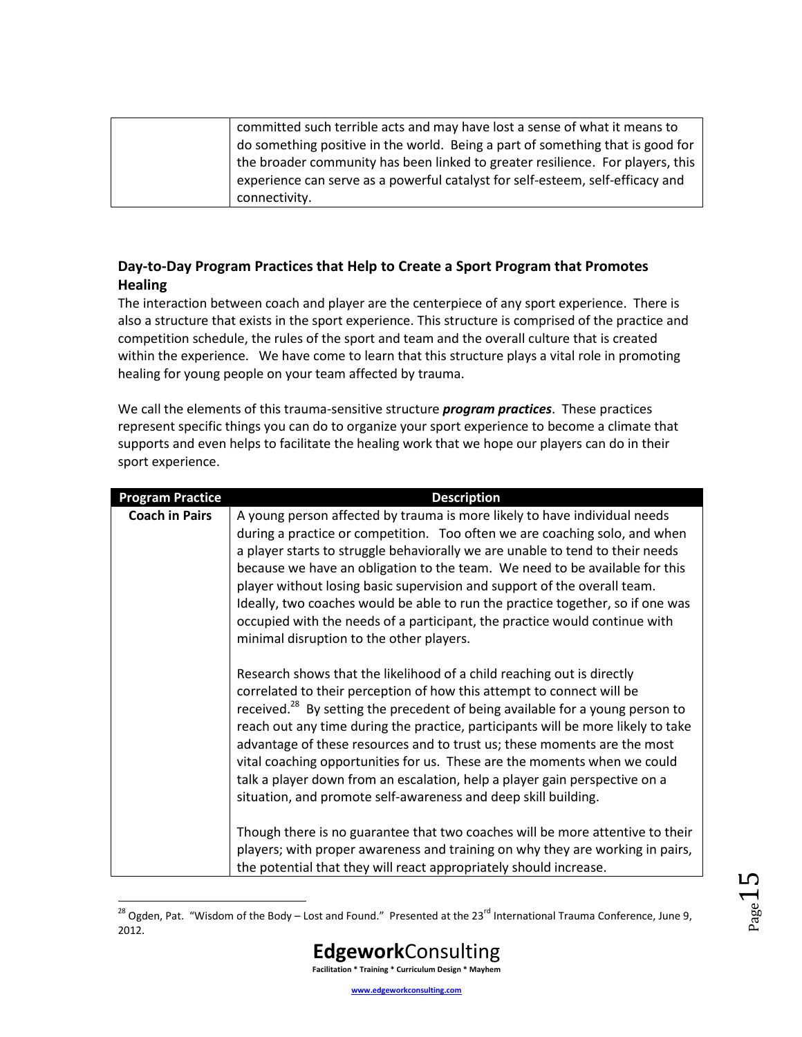| | |
|---|---|
| | committed such terrible acts and may have lost a sense of what it means to do something positive in the world. Being a part of something that is good for the broader community has been linked to greater resilience. For players, this experience can serve as a powerful catalyst for self-esteem, self-efficacy and connectivity. |

## Day-to-Day Program Practices that Help to Create a Sport Program that Promotes Healing

The interaction between coach and player are the centerpiece of any sport experience. There is also a structure that exists in the sport experience. This structure is comprised of the practice and competition schedule, the rules of the sport and team and the overall culture that is created within the experience. We have come to learn that this structure plays a vital role in promoting healing for young people on your team affected by trauma.

We call the elements of this trauma-sensitive structure ***program practices***. These practices represent specific things you can do to organize your sport experience to become a climate that supports and even helps to facilitate the healing work that we hope our players can do in their sport experience.

| Program Practice | Description |
|---|---|
| **Coach in Pairs** | A young person affected by trauma is more likely to have individual needs during a practice or competition. Too often we are coaching solo, and when a player starts to struggle behaviorally we are unable to tend to their needs because we have an obligation to the team. We need to be available for this player without losing basic supervision and support of the overall team. Ideally, two coaches would be able to run the practice together, so if one was occupied with the needs of a participant, the practice would continue with minimal disruption to the other players.<br><br>Research shows that the likelihood of a child reaching out is directly correlated to their perception of how this attempt to connect will be received.[28] By setting the precedent of being available for a young person to reach out any time during the practice, participants will be more likely to take advantage of these resources and to trust us; these moments are the most vital coaching opportunities for us. These are the moments when we could talk a player down from an escalation, help a player gain perspective on a situation, and promote self-awareness and deep skill building.<br><br>Though there is no guarantee that two coaches will be more attentive to their players; with proper awareness and training on why they are working in pairs, the potential that they will react appropriately should increase. |

[28] Ogden, Pat. "Wisdom of the Body – Lost and Found." Presented at the 23rd International Trauma Conference, June 9, 2012.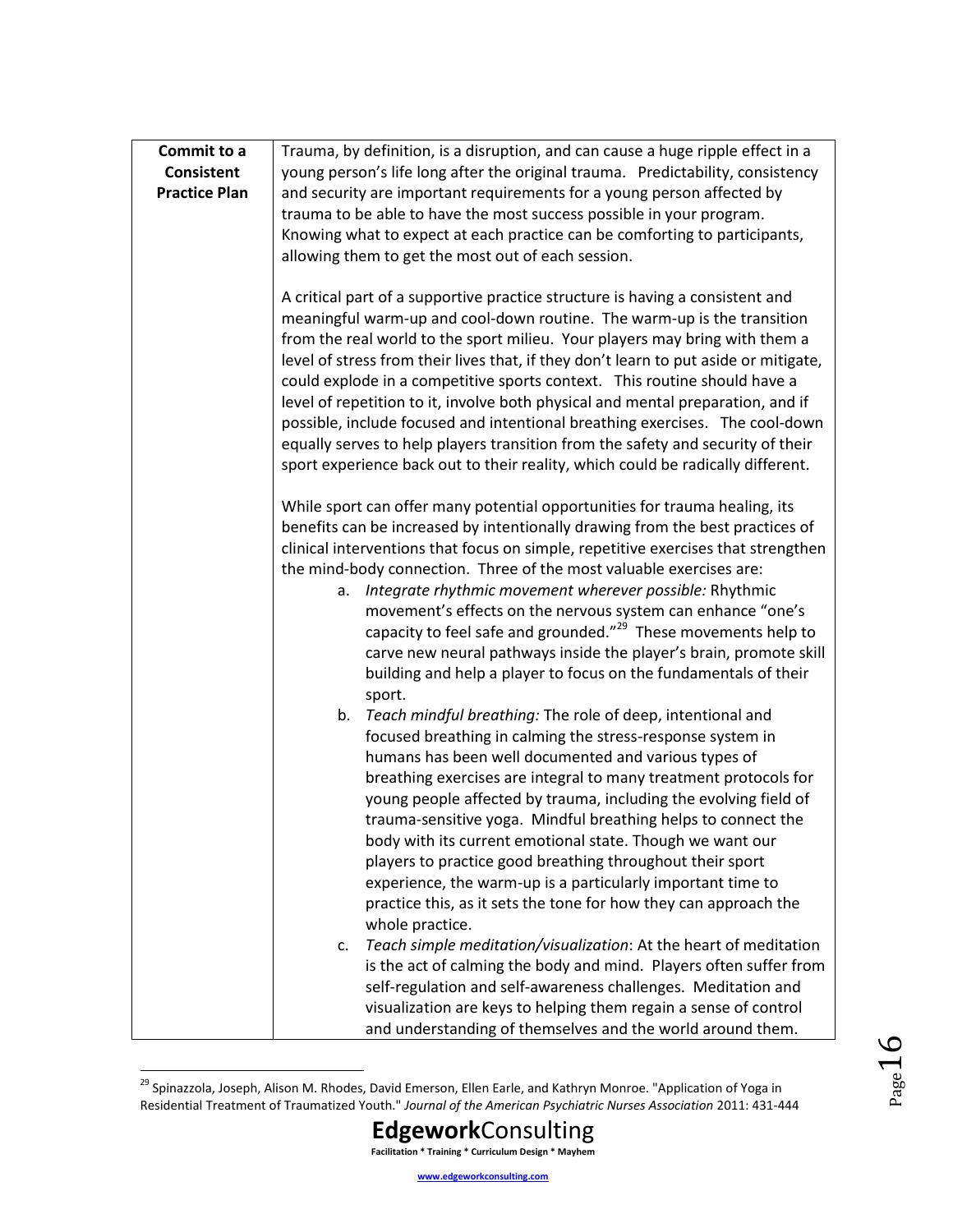| Commit to a Consistent Practice Plan | Trauma, by definition, is a disruption, and can cause a huge ripple effect in a young person's life long after the original trauma. Predictability, consistency and security are important requirements for a young person affected by trauma to be able to have the most success possible in your program. Knowing what to expect at each practice can be comforting to participants, allowing them to get the most out of each session.<br><br>A critical part of a supportive practice structure is having a consistent and meaningful warm-up and cool-down routine. The warm-up is the transition from the real world to the sport milieu. Your players may bring with them a level of stress from their lives that, if they don't learn to put aside or mitigate, could explode in a competitive sports context. This routine should have a level of repetition to it, involve both physical and mental preparation, and if possible, include focused and intentional breathing exercises. The cool-down equally serves to help players transition from the safety and security of their sport experience back out to their reality, which could be radically different.<br><br>While sport can offer many potential opportunities for trauma healing, its benefits can be increased by intentionally drawing from the best practices of clinical interventions that focus on simple, repetitive exercises that strengthen the mind-body connection. Three of the most valuable exercises are:<br>a. *Integrate rhythmic movement wherever possible:* Rhythmic movement's effects on the nervous system can enhance "one's capacity to feel safe and grounded."[29] These movements help to carve new neural pathways inside the player's brain, promote skill building and help a player to focus on the fundamentals of their sport.<br>b. *Teach mindful breathing:* The role of deep, intentional and focused breathing in calming the stress-response system in humans has been well documented and various types of breathing exercises are integral to many treatment protocols for young people affected by trauma, including the evolving field of trauma-sensitive yoga. Mindful breathing helps to connect the body with its current emotional state. Though we want our players to practice good breathing throughout their sport experience, the warm-up is a particularly important time to practice this, as it sets the tone for how they can approach the whole practice.<br>c. *Teach simple meditation/visualization*: At the heart of meditation is the act of calming the body and mind. Players often suffer from self-regulation and self-awareness challenges. Meditation and visualization are keys to helping them regain a sense of control and understanding of themselves and the world around them. |
|---|---|

[29] Spinazzola, Joseph, Alison M. Rhodes, David Emerson, Ellen Earle, and Kathryn Monroe. "Application of Yoga in Residential Treatment of Traumatized Youth." *Journal of the American Psychiatric Nurses Association* 2011: 431-444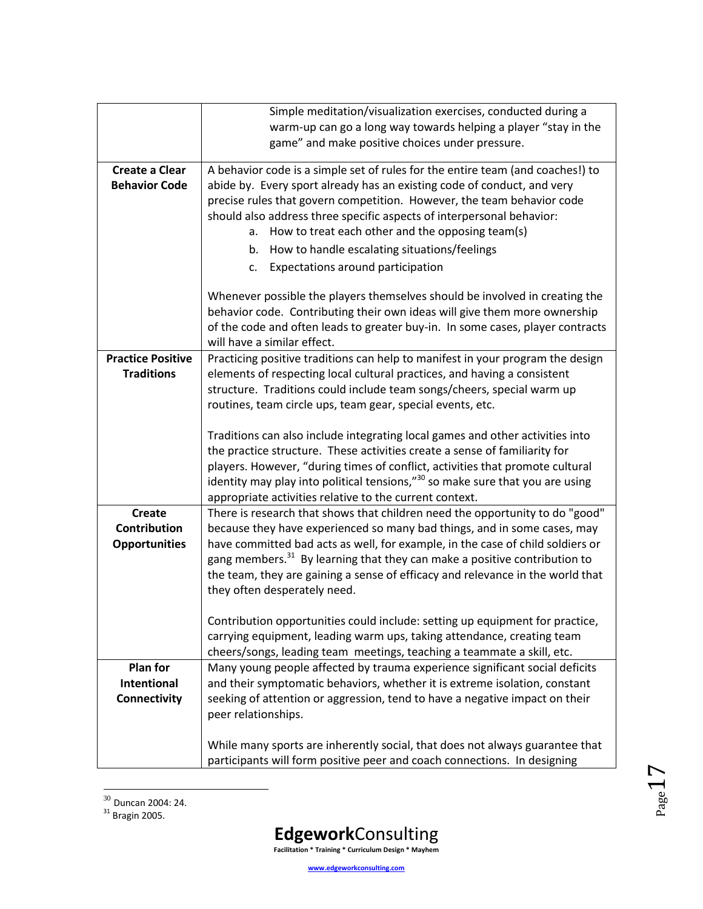| | |
|---|---|
| | Simple meditation/visualization exercises, conducted during a warm-up can go a long way towards helping a player "stay in the game" and make positive choices under pressure. |
| **Create a Clear Behavior Code** | A behavior code is a simple set of rules for the entire team (and coaches!) to abide by. Every sport already has an existing code of conduct, and very precise rules that govern competition. However, the team behavior code should also address three specific aspects of interpersonal behavior:<br>a. How to treat each other and the opposing team(s)<br>b. How to handle escalating situations/feelings<br>c. Expectations around participation<br><br>Whenever possible the players themselves should be involved in creating the behavior code. Contributing their own ideas will give them more ownership of the code and often leads to greater buy-in. In some cases, player contracts will have a similar effect. |
| **Practice Positive Traditions** | Practicing positive traditions can help to manifest in your program the design elements of respecting local cultural practices, and having a consistent structure. Traditions could include team songs/cheers, special warm up routines, team circle ups, team gear, special events, etc.<br><br>Traditions can also include integrating local games and other activities into the practice structure. These activities create a sense of familiarity for players. However, "during times of conflict, activities that promote cultural identity may play into political tensions,"[30] so make sure that you are using appropriate activities relative to the current context. |
| **Create Contribution Opportunities** | There is research that shows that children need the opportunity to do "good" because they have experienced so many bad things, and in some cases, may have committed bad acts as well, for example, in the case of child soldiers or gang members.[31] By learning that they can make a positive contribution to the team, they are gaining a sense of efficacy and relevance in the world that they often desperately need.<br><br>Contribution opportunities could include: setting up equipment for practice, carrying equipment, leading warm ups, taking attendance, creating team cheers/songs, leading team meetings, teaching a teammate a skill, etc. |
| **Plan for Intentional Connectivity** | Many young people affected by trauma experience significant social deficits and their symptomatic behaviors, whether it is extreme isolation, constant seeking of attention or aggression, tend to have a negative impact on their peer relationships.<br><br>While many sports are inherently social, that does not always guarantee that participants will form positive peer and coach connections. In designing |

[30] Duncan 2004: 24.
[31] Bragin 2005.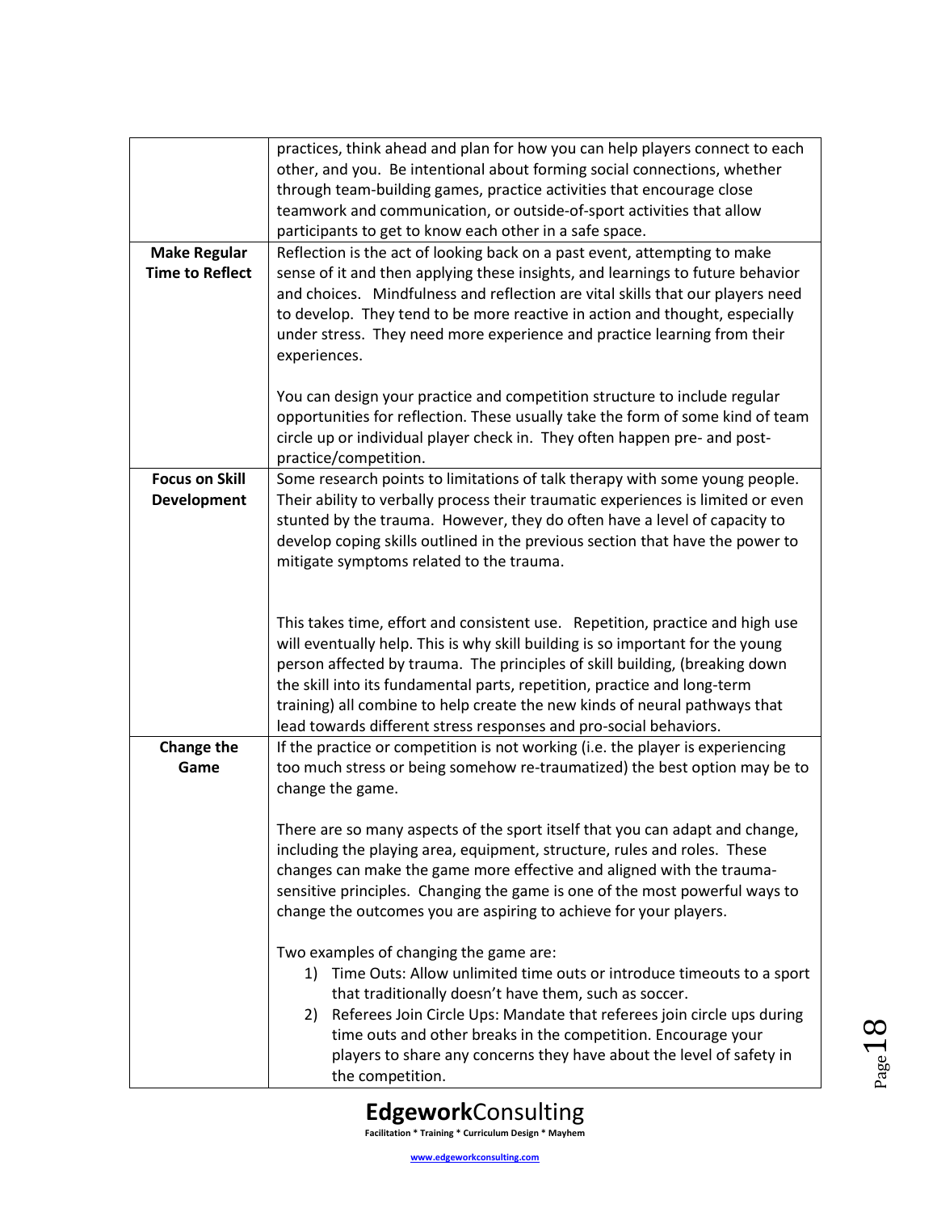| | |
|---|---|
| | practices, think ahead and plan for how you can help players connect to each other, and you. Be intentional about forming social connections, whether through team-building games, practice activities that encourage close teamwork and communication, or outside-of-sport activities that allow participants to get to know each other in a safe space. |
| **Make Regular Time to Reflect** | Reflection is the act of looking back on a past event, attempting to make sense of it and then applying these insights, and learnings to future behavior and choices. Mindfulness and reflection are vital skills that our players need to develop. They tend to be more reactive in action and thought, especially under stress. They need more experience and practice learning from their experiences.<br><br>You can design your practice and competition structure to include regular opportunities for reflection. These usually take the form of some kind of team circle up or individual player check in. They often happen pre- and post-practice/competition. |
| **Focus on Skill Development** | Some research points to limitations of talk therapy with some young people. Their ability to verbally process their traumatic experiences is limited or even stunted by the trauma. However, they do often have a level of capacity to develop coping skills outlined in the previous section that have the power to mitigate symptoms related to the trauma.<br><br>This takes time, effort and consistent use. Repetition, practice and high use will eventually help. This is why skill building is so important for the young person affected by trauma. The principles of skill building, (breaking down the skill into its fundamental parts, repetition, practice and long-term training) all combine to help create the new kinds of neural pathways that lead towards different stress responses and pro-social behaviors. |
| **Change the Game** | If the practice or competition is not working (i.e. the player is experiencing too much stress or being somehow re-traumatized) the best option may be to change the game.<br><br>There are so many aspects of the sport itself that you can adapt and change, including the playing area, equipment, structure, rules and roles. These changes can make the game more effective and aligned with the trauma-sensitive principles. Changing the game is one of the most powerful ways to change the outcomes you are aspiring to achieve for your players.<br><br>Two examples of changing the game are:<br>1) Time Outs: Allow unlimited time outs or introduce timeouts to a sport that traditionally doesn't have them, such as soccer.<br>2) Referees Join Circle Ups: Mandate that referees join circle ups during time outs and other breaks in the competition. Encourage your players to share any concerns they have about the level of safety in the competition. |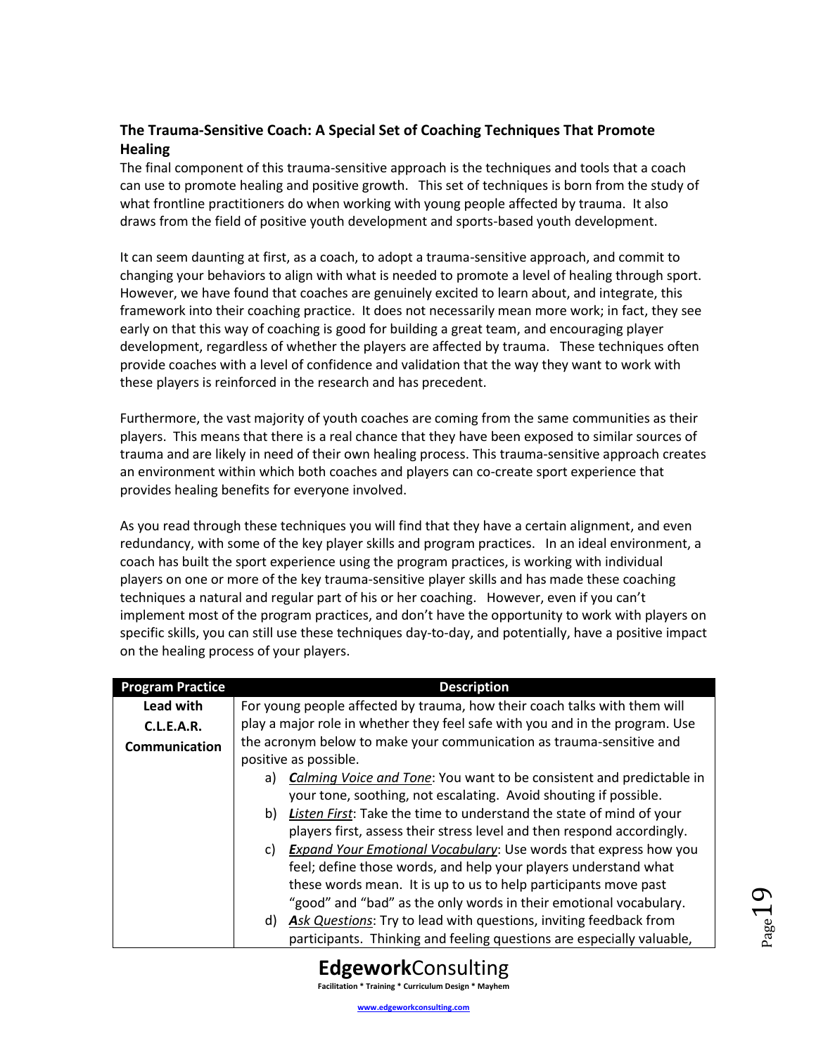### The Trauma-Sensitive Coach: A Special Set of Coaching Techniques That Promote Healing

The final component of this trauma-sensitive approach is the techniques and tools that a coach can use to promote healing and positive growth. This set of techniques is born from the study of what frontline practitioners do when working with young people affected by trauma. It also draws from the field of positive youth development and sports-based youth development.

It can seem daunting at first, as a coach, to adopt a trauma-sensitive approach, and commit to changing your behaviors to align with what is needed to promote a level of healing through sport. However, we have found that coaches are genuinely excited to learn about, and integrate, this framework into their coaching practice. It does not necessarily mean more work; in fact, they see early on that this way of coaching is good for building a great team, and encouraging player development, regardless of whether the players are affected by trauma. These techniques often provide coaches with a level of confidence and validation that the way they want to work with these players is reinforced in the research and has precedent.

Furthermore, the vast majority of youth coaches are coming from the same communities as their players. This means that there is a real chance that they have been exposed to similar sources of trauma and are likely in need of their own healing process. This trauma-sensitive approach creates an environment within which both coaches and players can co-create sport experience that provides healing benefits for everyone involved.

As you read through these techniques you will find that they have a certain alignment, and even redundancy, with some of the key player skills and program practices. In an ideal environment, a coach has built the sport experience using the program practices, is working with individual players on one or more of the key trauma-sensitive player skills and has made these coaching techniques a natural and regular part of his or her coaching. However, even if you can't implement most of the program practices, and don't have the opportunity to work with players on specific skills, you can still use these techniques day-to-day, and potentially, have a positive impact on the healing process of your players.

| Program Practice | Description |
|---|---|
| **Lead with C.L.E.A.R. Communication** | For young people affected by trauma, how their coach talks with them will play a major role in whether they feel safe with you and in the program. Use the acronym below to make your communication as trauma-sensitive and positive as possible.<br>a) ***C**alming Voice and Tone*: You want to be consistent and predictable in your tone, soothing, not escalating. Avoid shouting if possible.<br>b) ***L**isten First*: Take the time to understand the state of mind of your players first, assess their stress level and then respond accordingly.<br>c) ***E**xpand Your Emotional Vocabulary*: Use words that express how you feel; define those words, and help your players understand what these words mean. It is up to us to help participants move past "good" and "bad" as the only words in their emotional vocabulary.<br>d) ***A**sk Questions*: Try to lead with questions, inviting feedback from participants. Thinking and feeling questions are especially valuable, |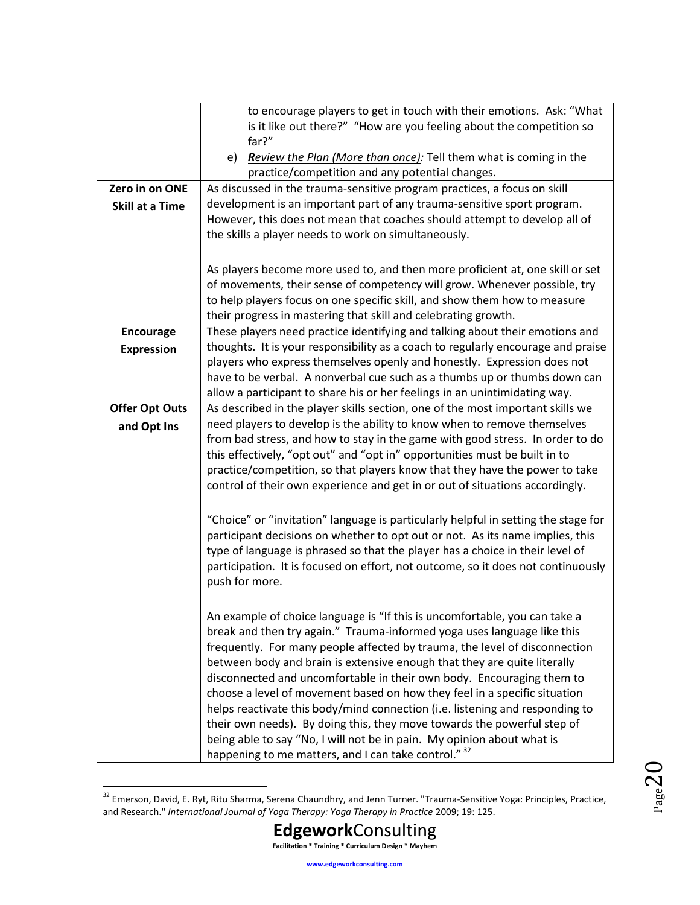| | |
|---|---|
| | to encourage players to get in touch with their emotions. Ask: "What is it like out there?" "How are you feeling about the competition so far?"<br>e) ***R**eview the Plan (More than once):* Tell them what is coming in the practice/competition and any potential changes. |
| **Zero in on ONE Skill at a Time** | As discussed in the trauma-sensitive program practices, a focus on skill development is an important part of any trauma-sensitive sport program. However, this does not mean that coaches should attempt to develop all of the skills a player needs to work on simultaneously.<br><br>As players become more used to, and then more proficient at, one skill or set of movements, their sense of competency will grow. Whenever possible, try to help players focus on one specific skill, and show them how to measure their progress in mastering that skill and celebrating growth. |
| **Encourage Expression** | These players need practice identifying and talking about their emotions and thoughts. It is your responsibility as a coach to regularly encourage and praise players who express themselves openly and honestly. Expression does not have to be verbal. A nonverbal cue such as a thumbs up or thumbs down can allow a participant to share his or her feelings in an unintimidating way. |
| **Offer Opt Outs and Opt Ins** | As described in the player skills section, one of the most important skills we need players to develop is the ability to know when to remove themselves from bad stress, and how to stay in the game with good stress. In order to do this effectively, "opt out" and "opt in" opportunities must be built in to practice/competition, so that players know that they have the power to take control of their own experience and get in or out of situations accordingly.<br><br>"Choice" or "invitation" language is particularly helpful in setting the stage for participant decisions on whether to opt out or not. As its name implies, this type of language is phrased so that the player has a choice in their level of participation. It is focused on effort, not outcome, so it does not continuously push for more.<br><br>An example of choice language is "If this is uncomfortable, you can take a break and then try again." Trauma-informed yoga uses language like this frequently. For many people affected by trauma, the level of disconnection between body and brain is extensive enough that they are quite literally disconnected and uncomfortable in their own body. Encouraging them to choose a level of movement based on how they feel in a specific situation helps reactivate this body/mind connection (i.e. listening and responding to their own needs). By doing this, they move towards the powerful step of being able to say "No, I will not be in pain. My opinion about what is happening to me matters, and I can take control." [32] |

[32] Emerson, David, E. Ryt, Ritu Sharma, Serena Chaundhry, and Jenn Turner. "Trauma-Sensitive Yoga: Principles, Practice, and Research." *International Journal of Yoga Therapy: Yoga Therapy in Practice* 2009; 19: 125.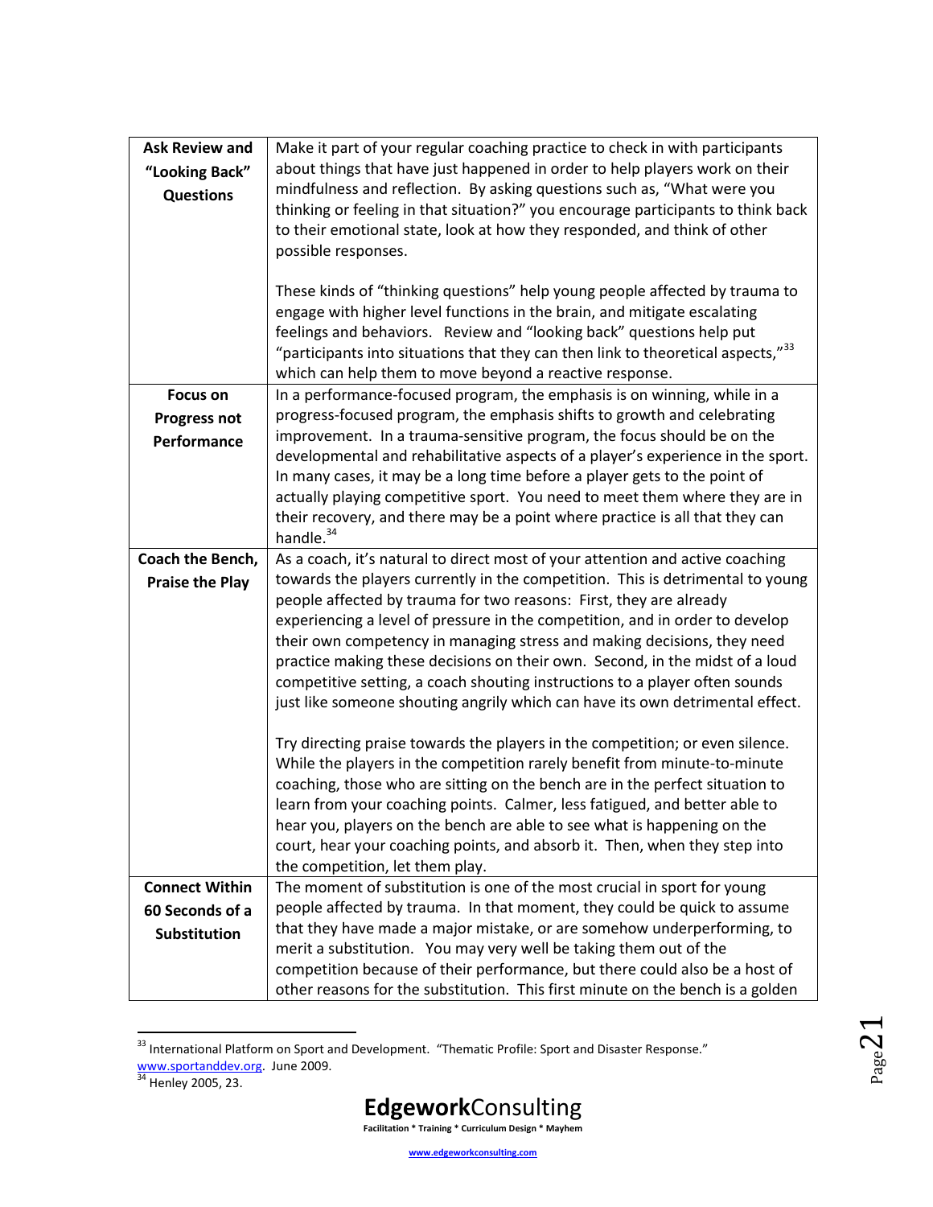| | |
|---|---|
| **Ask Review and "Looking Back" Questions** | Make it part of your regular coaching practice to check in with participants about things that have just happened in order to help players work on their mindfulness and reflection. By asking questions such as, "What were you thinking or feeling in that situation?" you encourage participants to think back to their emotional state, look at how they responded, and think of other possible responses.<br><br>These kinds of "thinking questions" help young people affected by trauma to engage with higher level functions in the brain, and mitigate escalating feelings and behaviors. Review and "looking back" questions help put "participants into situations that they can then link to theoretical aspects,"[33] which can help them to move beyond a reactive response. |
| **Focus on Progress not Performance** | In a performance-focused program, the emphasis is on winning, while in a progress-focused program, the emphasis shifts to growth and celebrating improvement. In a trauma-sensitive program, the focus should be on the developmental and rehabilitative aspects of a player's experience in the sport. In many cases, it may be a long time before a player gets to the point of actually playing competitive sport. You need to meet them where they are in their recovery, and there may be a point where practice is all that they can handle.[34] |
| **Coach the Bench, Praise the Play** | As a coach, it's natural to direct most of your attention and active coaching towards the players currently in the competition. This is detrimental to young people affected by trauma for two reasons: First, they are already experiencing a level of pressure in the competition, and in order to develop their own competency in managing stress and making decisions, they need practice making these decisions on their own. Second, in the midst of a loud competitive setting, a coach shouting instructions to a player often sounds just like someone shouting angrily which can have its own detrimental effect.<br><br>Try directing praise towards the players in the competition; or even silence. While the players in the competition rarely benefit from minute-to-minute coaching, those who are sitting on the bench are in the perfect situation to learn from your coaching points. Calmer, less fatigued, and better able to hear you, players on the bench are able to see what is happening on the court, hear your coaching points, and absorb it. Then, when they step into the competition, let them play. |
| **Connect Within 60 Seconds of a Substitution** | The moment of substitution is one of the most crucial in sport for young people affected by trauma. In that moment, they could be quick to assume that they have made a major mistake, or are somehow underperforming, to merit a substitution. You may very well be taking them out of the competition because of their performance, but there could also be a host of other reasons for the substitution. This first minute on the bench is a golden |

[33] International Platform on Sport and Development. "Thematic Profile: Sport and Disaster Response." www.sportanddev.org. June 2009.

[34] Henley 2005, 23.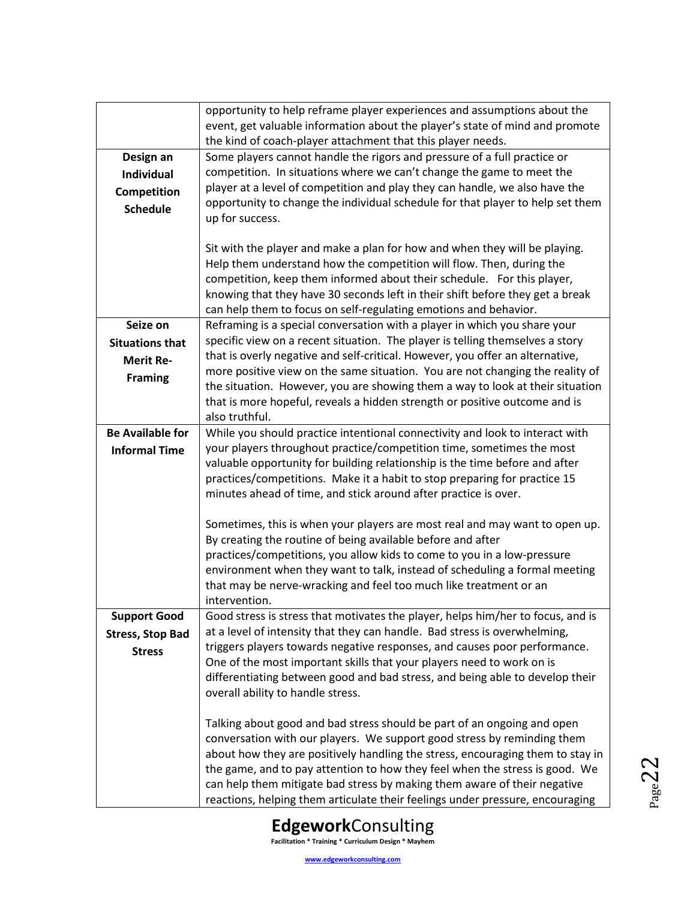| | |
|---|---|
| | opportunity to help reframe player experiences and assumptions about the event, get valuable information about the player's state of mind and promote the kind of coach-player attachment that this player needs. |
| **Design an Individual Competition Schedule** | Some players cannot handle the rigors and pressure of a full practice or competition. In situations where we can't change the game to meet the player at a level of competition and play they can handle, we also have the opportunity to change the individual schedule for that player to help set them up for success.<br><br>Sit with the player and make a plan for how and when they will be playing. Help them understand how the competition will flow. Then, during the competition, keep them informed about their schedule. For this player, knowing that they have 30 seconds left in their shift before they get a break can help them to focus on self-regulating emotions and behavior. |
| **Seize on Situations that Merit Re-Framing** | Reframing is a special conversation with a player in which you share your specific view on a recent situation. The player is telling themselves a story that is overly negative and self-critical. However, you offer an alternative, more positive view on the same situation. You are not changing the reality of the situation. However, you are showing them a way to look at their situation that is more hopeful, reveals a hidden strength or positive outcome and is also truthful. |
| **Be Available for Informal Time** | While you should practice intentional connectivity and look to interact with your players throughout practice/competition time, sometimes the most valuable opportunity for building relationship is the time before and after practices/competitions. Make it a habit to stop preparing for practice 15 minutes ahead of time, and stick around after practice is over.<br><br>Sometimes, this is when your players are most real and may want to open up. By creating the routine of being available before and after practices/competitions, you allow kids to come to you in a low-pressure environment when they want to talk, instead of scheduling a formal meeting that may be nerve-wracking and feel too much like treatment or an intervention. |
| **Support Good Stress, Stop Bad Stress** | Good stress is stress that motivates the player, helps him/her to focus, and is at a level of intensity that they can handle. Bad stress is overwhelming, triggers players towards negative responses, and causes poor performance. One of the most important skills that your players need to work on is differentiating between good and bad stress, and being able to develop their overall ability to handle stress.<br><br>Talking about good and bad stress should be part of an ongoing and open conversation with our players. We support good stress by reminding them about how they are positively handling the stress, encouraging them to stay in the game, and to pay attention to how they feel when the stress is good. We can help them mitigate bad stress by making them aware of their negative reactions, helping them articulate their feelings under pressure, encouraging |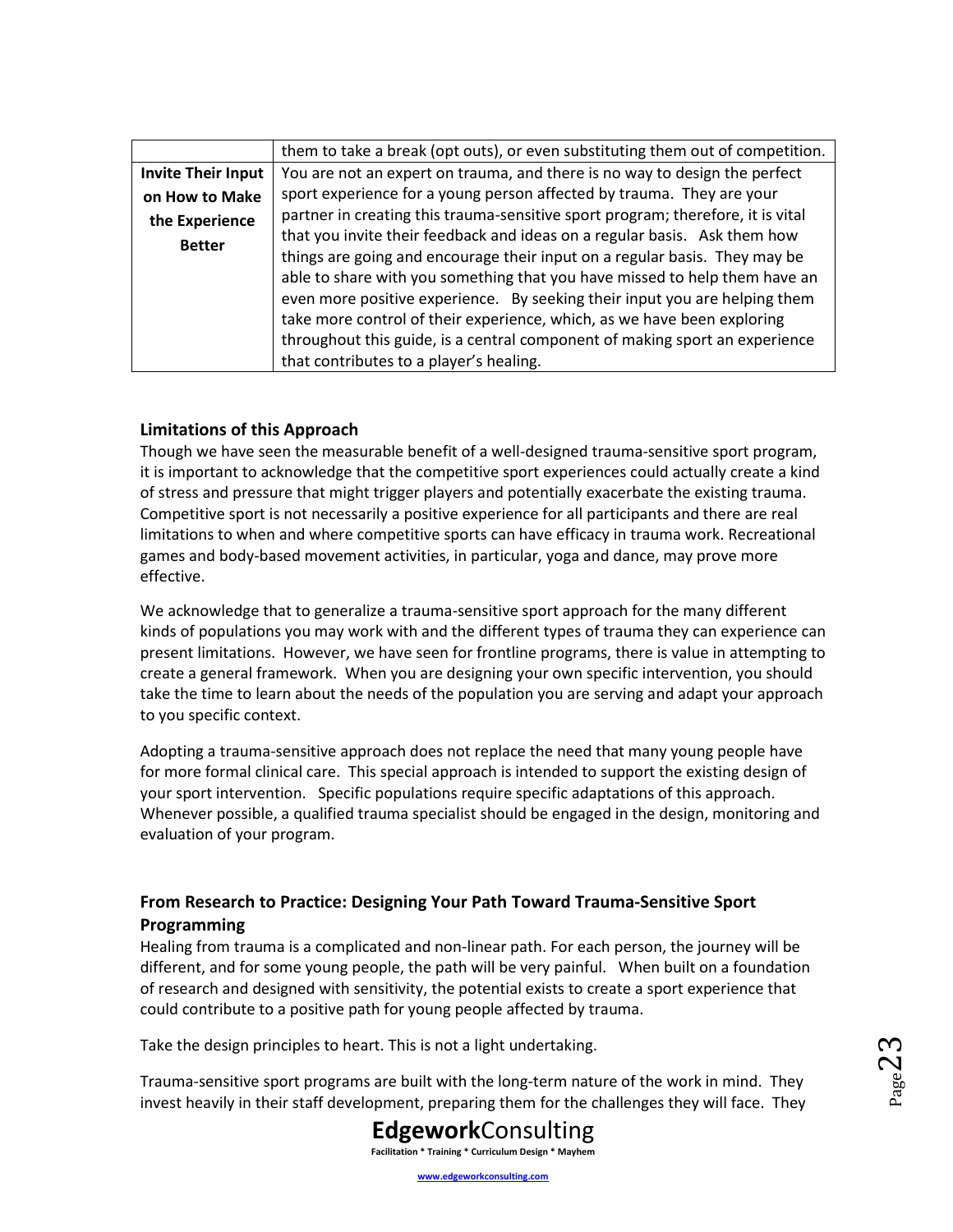| | |
|---|---|
| | them to take a break (opt outs), or even substituting them out of competition. |
| **Invite Their Input on How to Make the Experience Better** | You are not an expert on trauma, and there is no way to design the perfect sport experience for a young person affected by trauma. They are your partner in creating this trauma-sensitive sport program; therefore, it is vital that you invite their feedback and ideas on a regular basis. Ask them how things are going and encourage their input on a regular basis. They may be able to share with you something that you have missed to help them have an even more positive experience. By seeking their input you are helping them take more control of their experience, which, as we have been exploring throughout this guide, is a central component of making sport an experience that contributes to a player's healing. |

### Limitations of this Approach

Though we have seen the measurable benefit of a well-designed trauma-sensitive sport program, it is important to acknowledge that the competitive sport experiences could actually create a kind of stress and pressure that might trigger players and potentially exacerbate the existing trauma. Competitive sport is not necessarily a positive experience for all participants and there are real limitations to when and where competitive sports can have efficacy in trauma work. Recreational games and body-based movement activities, in particular, yoga and dance, may prove more effective.

We acknowledge that to generalize a trauma-sensitive sport approach for the many different kinds of populations you may work with and the different types of trauma they can experience can present limitations. However, we have seen for frontline programs, there is value in attempting to create a general framework. When you are designing your own specific intervention, you should take the time to learn about the needs of the population you are serving and adapt your approach to you specific context.

Adopting a trauma-sensitive approach does not replace the need that many young people have for more formal clinical care. This special approach is intended to support the existing design of your sport intervention. Specific populations require specific adaptations of this approach. Whenever possible, a qualified trauma specialist should be engaged in the design, monitoring and evaluation of your program.

### From Research to Practice: Designing Your Path Toward Trauma-Sensitive Sport Programming

Healing from trauma is a complicated and non-linear path. For each person, the journey will be different, and for some young people, the path will be very painful. When built on a foundation of research and designed with sensitivity, the potential exists to create a sport experience that could contribute to a positive path for young people affected by trauma.

Take the design principles to heart. This is not a light undertaking.

Trauma-sensitive sport programs are built with the long-term nature of the work in mind. They invest heavily in their staff development, preparing them for the challenges they will face. They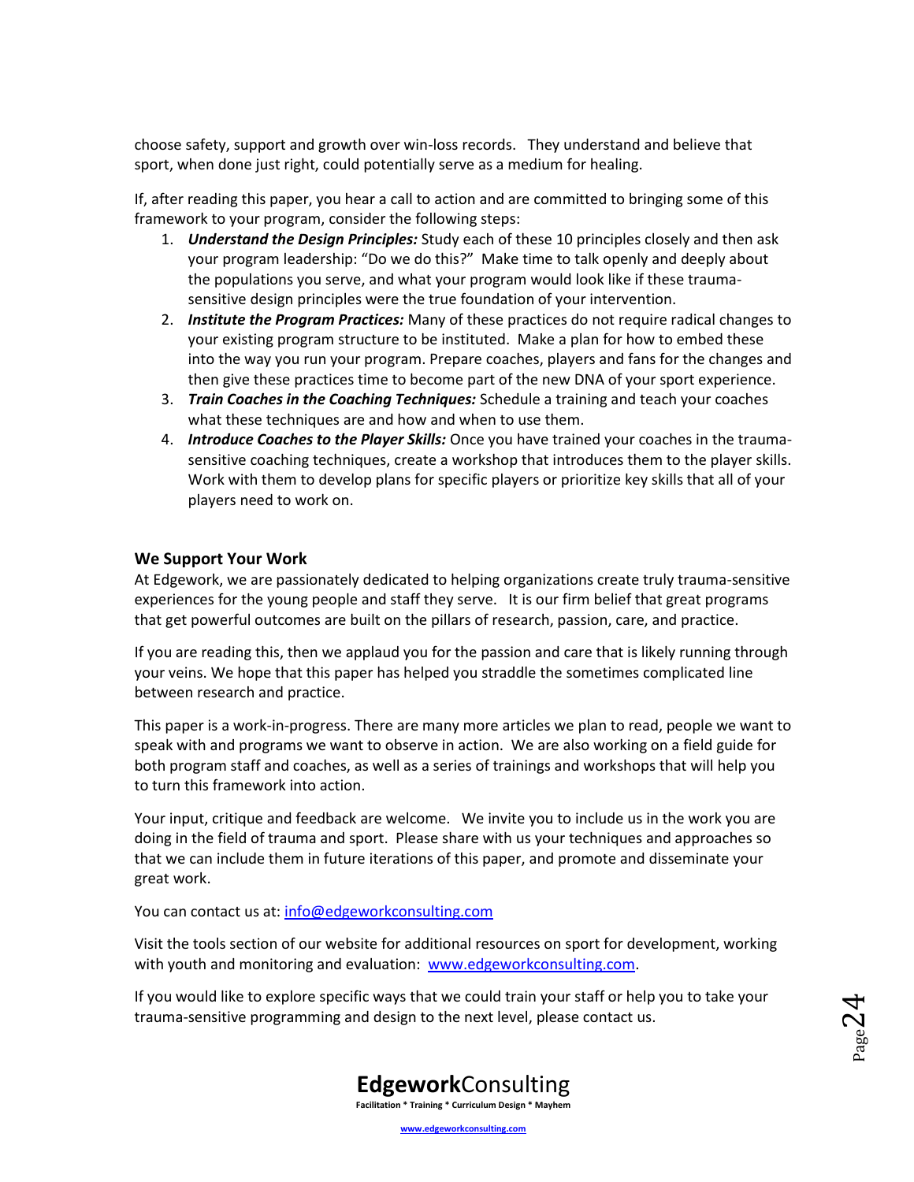choose safety, support and growth over win-loss records. They understand and believe that sport, when done just right, could potentially serve as a medium for healing.

If, after reading this paper, you hear a call to action and are committed to bringing some of this framework to your program, consider the following steps:

1. ***Understand the Design Principles:*** Study each of these 10 principles closely and then ask your program leadership: "Do we do this?" Make time to talk openly and deeply about the populations you serve, and what your program would look like if these trauma-sensitive design principles were the true foundation of your intervention.
2. ***Institute the Program Practices:*** Many of these practices do not require radical changes to your existing program structure to be instituted. Make a plan for how to embed these into the way you run your program. Prepare coaches, players and fans for the changes and then give these practices time to become part of the new DNA of your sport experience.
3. ***Train Coaches in the Coaching Techniques:*** Schedule a training and teach your coaches what these techniques are and how and when to use them.
4. ***Introduce Coaches to the Player Skills:*** Once you have trained your coaches in the trauma-sensitive coaching techniques, create a workshop that introduces them to the player skills. Work with them to develop plans for specific players or prioritize key skills that all of your players need to work on.

## We Support Your Work

At Edgework, we are passionately dedicated to helping organizations create truly trauma-sensitive experiences for the young people and staff they serve. It is our firm belief that great programs that get powerful outcomes are built on the pillars of research, passion, care, and practice.

If you are reading this, then we applaud you for the passion and care that is likely running through your veins. We hope that this paper has helped you straddle the sometimes complicated line between research and practice.

This paper is a work-in-progress. There are many more articles we plan to read, people we want to speak with and programs we want to observe in action. We are also working on a field guide for both program staff and coaches, as well as a series of trainings and workshops that will help you to turn this framework into action.

Your input, critique and feedback are welcome. We invite you to include us in the work you are doing in the field of trauma and sport. Please share with us your techniques and approaches so that we can include them in future iterations of this paper, and promote and disseminate your great work.

You can contact us at: [info@edgeworkconsulting.com](mailto:info@edgeworkconsulting.com)

Visit the tools section of our website for additional resources on sport for development, working with youth and monitoring and evaluation: [www.edgeworkconsulting.com](http://www.edgeworkconsulting.com).

If you would like to explore specific ways that we could train your staff or help you to take your trauma-sensitive programming and design to the next level, please contact us.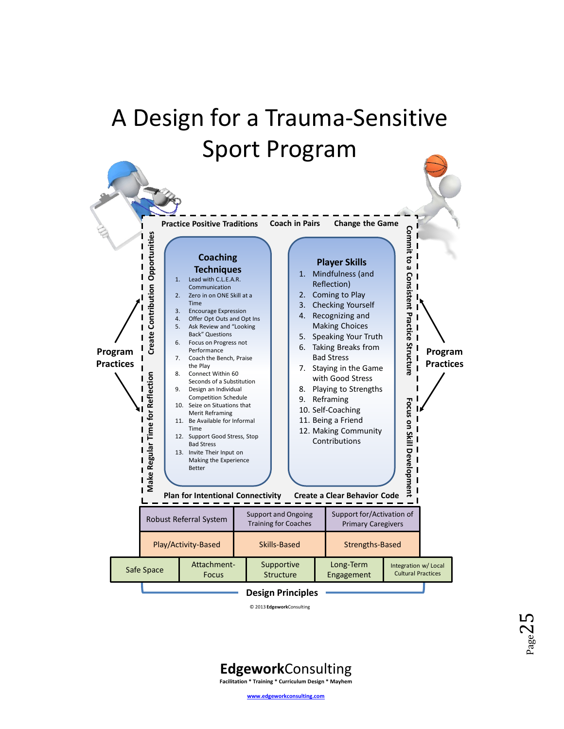# A Design for a Trauma-Sensitive Sport Program

**Program Practices**

- Practice Positive Traditions
- Coach in Pairs
- Change the Game
- Commit to a Consistent Practice Structure
- Focus on Skill Development
- Plan for Intentional Connectivity
- Create a Clear Behavior Code
- Make Regular Time for Reflection
- Create Contribution Opportunities

## Coaching Techniques

1. Lead with C.L.E.A.R. Communication
2. Zero in on ONE Skill at a Time
3. Encourage Expression
4. Offer Opt Outs and Opt Ins
5. Ask Review and "Looking Back" Questions
6. Focus on Progress not Performance
7. Coach the Bench, Praise the Play
8. Connect Within 60 Seconds of a Substitution
9. Design an Individual Competition Schedule
10. Seize on Situations that Merit Reframing
11. Be Available for Informal Time
12. Support Good Stress, Stop Bad Stress
13. Invite Their Input on Making the Experience Better

## Player Skills

1. Mindfulness (and Reflection)
2. Coming to Play
3. Checking Yourself
4. Recognizing and Making Choices
5. Speaking Your Truth
6. Taking Breaks from Bad Stress
7. Staying in the Game with Good Stress
8. Playing to Strengths
9. Reframing
10. Self-Coaching
11. Being a Friend
12. Making Community Contributions

| Robust Referral System | Support and Ongoing Training for Coaches | Support for/Activation of Primary Caregivers |
|---|---|---|
| Play/Activity-Based | Skills-Based | Strengths-Based |

| Safe Space | Attachment-Focus | Supportive Structure | Long-Term Engagement | Integration w/ Local Cultural Practices |
|---|---|---|---|---|

**Design Principles**

© 2013 EdgeworkConsulting

**Edgework**Consulting
Facilitation * Training * Curriculum Design * Mayhem

www.edgeworkconsulting.com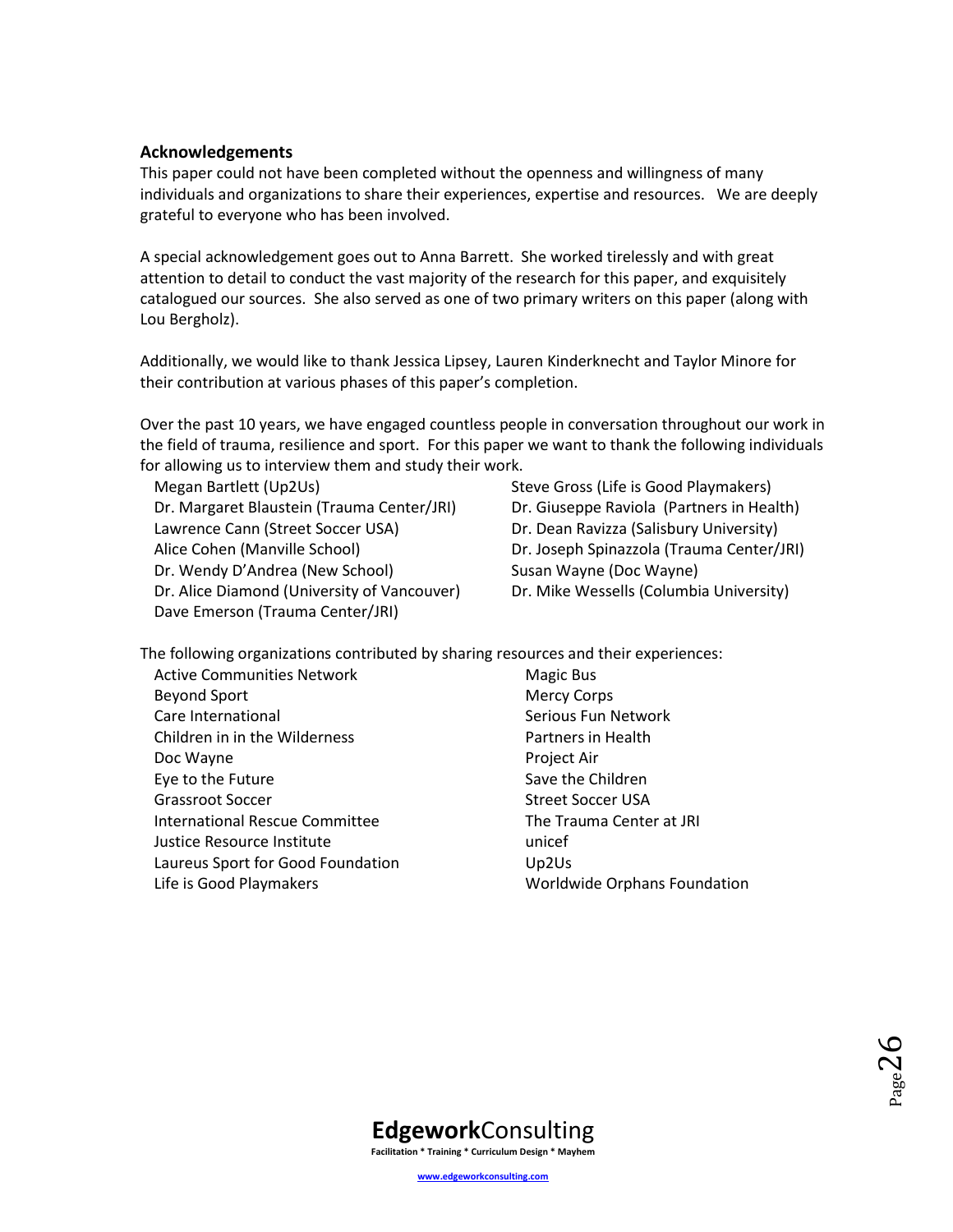## Acknowledgements

This paper could not have been completed without the openness and willingness of many individuals and organizations to share their experiences, expertise and resources. We are deeply grateful to everyone who has been involved.

A special acknowledgement goes out to Anna Barrett. She worked tirelessly and with great attention to detail to conduct the vast majority of the research for this paper, and exquisitely catalogued our sources. She also served as one of two primary writers on this paper (along with Lou Bergholz).

Additionally, we would like to thank Jessica Lipsey, Lauren Kinderknecht and Taylor Minore for their contribution at various phases of this paper's completion.

Over the past 10 years, we have engaged countless people in conversation throughout our work in the field of trauma, resilience and sport. For this paper we want to thank the following individuals for allowing us to interview them and study their work.

- Megan Bartlett (Up2Us)
- Dr. Margaret Blaustein (Trauma Center/JRI)
- Lawrence Cann (Street Soccer USA)
- Alice Cohen (Manville School)
- Dr. Wendy D'Andrea (New School)
- Dr. Alice Diamond (University of Vancouver)
- Dave Emerson (Trauma Center/JRI)
- Steve Gross (Life is Good Playmakers)
- Dr. Giuseppe Raviola (Partners in Health)
- Dr. Dean Ravizza (Salisbury University)
- Dr. Joseph Spinazzola (Trauma Center/JRI)
- Susan Wayne (Doc Wayne)
- Dr. Mike Wessells (Columbia University)

The following organizations contributed by sharing resources and their experiences:

- Active Communities Network
- Beyond Sport
- Care International
- Children in in the Wilderness
- Doc Wayne
- Eye to the Future
- Grassroot Soccer
- International Rescue Committee
- Justice Resource Institute
- Laureus Sport for Good Foundation
- Life is Good Playmakers
- Magic Bus
- Mercy Corps
- Serious Fun Network
- Partners in Health
- Project Air
- Save the Children
- Street Soccer USA
- The Trauma Center at JRI
- unicef
- Up2Us
- Worldwide Orphans Foundation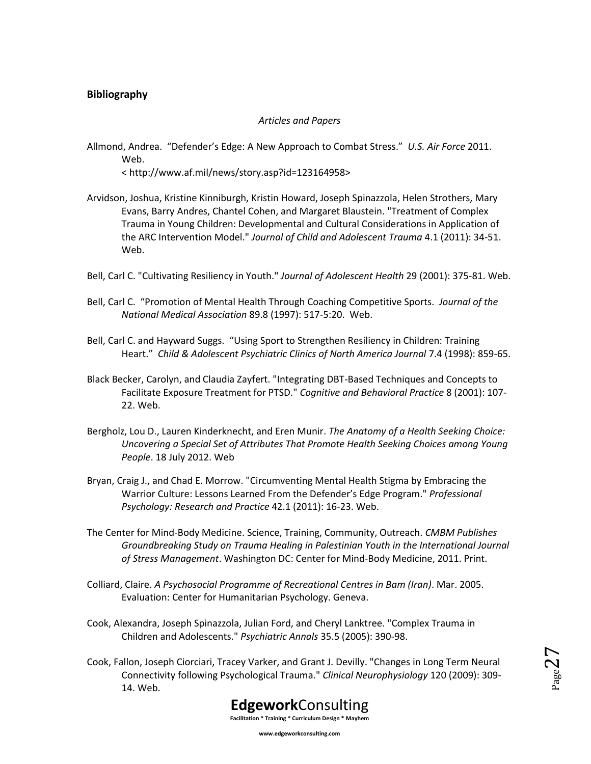## Bibliography

*Articles and Papers*

Allmond, Andrea. "Defender's Edge: A New Approach to Combat Stress." *U.S. Air Force* 2011. Web.
< http://www.af.mil/news/story.asp?id=123164958>

Arvidson, Joshua, Kristine Kinniburgh, Kristin Howard, Joseph Spinazzola, Helen Strothers, Mary Evans, Barry Andres, Chantel Cohen, and Margaret Blaustein. "Treatment of Complex Trauma in Young Children: Developmental and Cultural Considerations in Application of the ARC Intervention Model." *Journal of Child and Adolescent Trauma* 4.1 (2011): 34-51. Web.

Bell, Carl C. "Cultivating Resiliency in Youth." *Journal of Adolescent Health* 29 (2001): 375-81. Web.

Bell, Carl C. "Promotion of Mental Health Through Coaching Competitive Sports. *Journal of the National Medical Association* 89.8 (1997): 517-5:20. Web.

Bell, Carl C. and Hayward Suggs. "Using Sport to Strengthen Resiliency in Children: Training Heart." *Child & Adolescent Psychiatric Clinics of North America Journal* 7.4 (1998): 859-65.

Black Becker, Carolyn, and Claudia Zayfert. "Integrating DBT-Based Techniques and Concepts to Facilitate Exposure Treatment for PTSD." *Cognitive and Behavioral Practice* 8 (2001): 107-22. Web.

Bergholz, Lou D., Lauren Kinderknecht, and Eren Munir. *The Anatomy of a Health Seeking Choice: Uncovering a Special Set of Attributes That Promote Health Seeking Choices among Young People*. 18 July 2012. Web

Bryan, Craig J., and Chad E. Morrow. "Circumventing Mental Health Stigma by Embracing the Warrior Culture: Lessons Learned From the Defender's Edge Program." *Professional Psychology: Research and Practice* 42.1 (2011): 16-23. Web.

The Center for Mind-Body Medicine. Science, Training, Community, Outreach. *CMBM Publishes Groundbreaking Study on Trauma Healing in Palestinian Youth in the International Journal of Stress Management*. Washington DC: Center for Mind-Body Medicine, 2011. Print.

Colliard, Claire. *A Psychosocial Programme of Recreational Centres in Bam (Iran)*. Mar. 2005. Evaluation: Center for Humanitarian Psychology. Geneva.

Cook, Alexandra, Joseph Spinazzola, Julian Ford, and Cheryl Lanktree. "Complex Trauma in Children and Adolescents." *Psychiatric Annals* 35.5 (2005): 390-98.

Cook, Fallon, Joseph Ciorciari, Tracey Varker, and Grant J. Devilly. "Changes in Long Term Neural Connectivity following Psychological Trauma." *Clinical Neurophysiology* 120 (2009): 309-14. Web.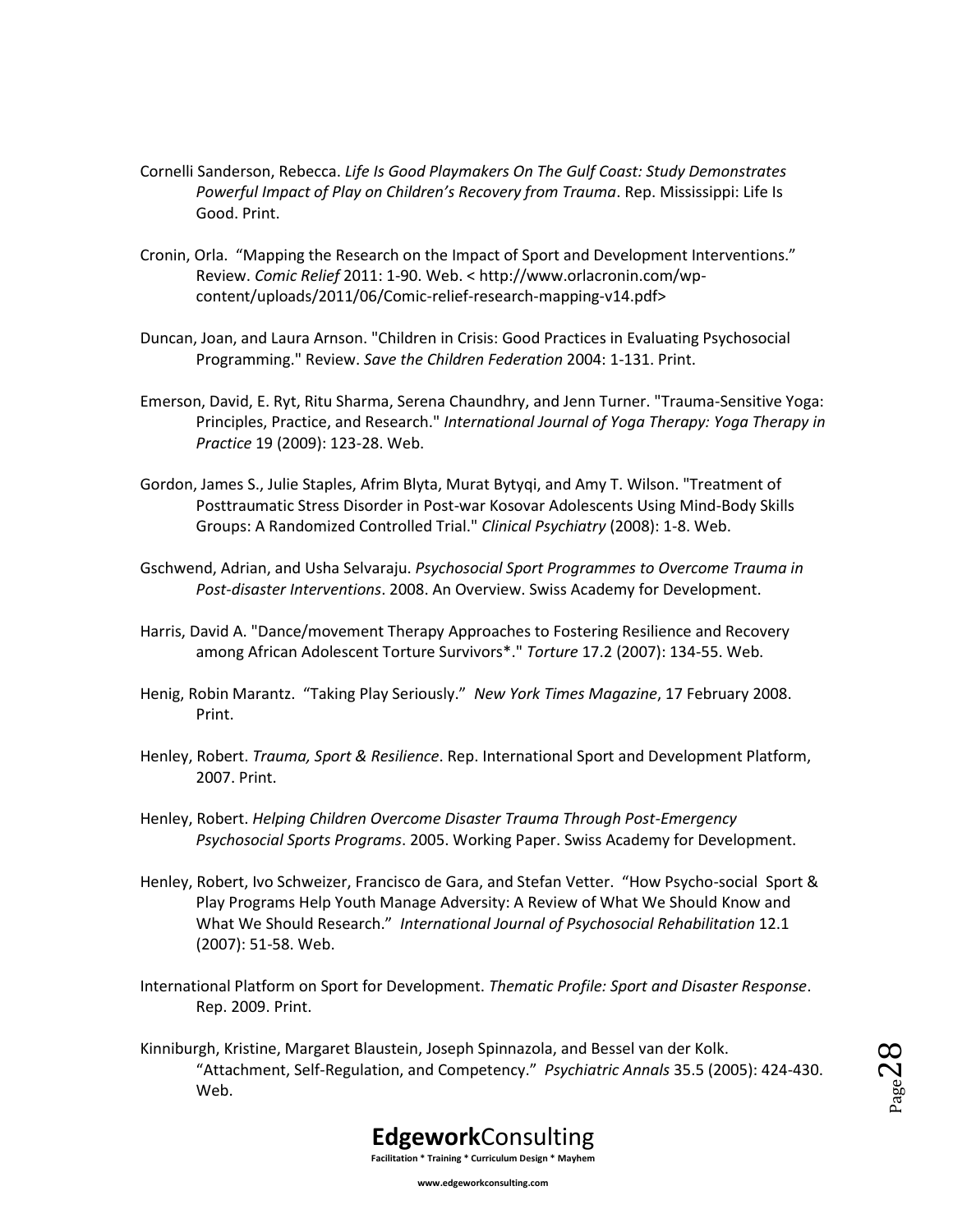Cornelli Sanderson, Rebecca. *Life Is Good Playmakers On The Gulf Coast: Study Demonstrates Powerful Impact of Play on Children's Recovery from Trauma*. Rep. Mississippi: Life Is Good. Print.

Cronin, Orla. "Mapping the Research on the Impact of Sport and Development Interventions." Review. *Comic Relief* 2011: 1-90. Web. < http://www.orlacronin.com/wp-content/uploads/2011/06/Comic-relief-research-mapping-v14.pdf>

Duncan, Joan, and Laura Arnson. "Children in Crisis: Good Practices in Evaluating Psychosocial Programming." Review. *Save the Children Federation* 2004: 1-131. Print.

Emerson, David, E. Ryt, Ritu Sharma, Serena Chaundhry, and Jenn Turner. "Trauma-Sensitive Yoga: Principles, Practice, and Research." *International Journal of Yoga Therapy: Yoga Therapy in Practice* 19 (2009): 123-28. Web.

Gordon, James S., Julie Staples, Afrim Blyta, Murat Bytyqi, and Amy T. Wilson. "Treatment of Posttraumatic Stress Disorder in Post-war Kosovar Adolescents Using Mind-Body Skills Groups: A Randomized Controlled Trial." *Clinical Psychiatry* (2008): 1-8. Web.

Gschwend, Adrian, and Usha Selvaraju. *Psychosocial Sport Programmes to Overcome Trauma in Post-disaster Interventions*. 2008. An Overview. Swiss Academy for Development.

Harris, David A. "Dance/movement Therapy Approaches to Fostering Resilience and Recovery among African Adolescent Torture Survivors*." *Torture* 17.2 (2007): 134-55. Web.

Henig, Robin Marantz. "Taking Play Seriously." *New York Times Magazine*, 17 February 2008. Print.

Henley, Robert. *Trauma, Sport & Resilience*. Rep. International Sport and Development Platform, 2007. Print.

Henley, Robert. *Helping Children Overcome Disaster Trauma Through Post-Emergency Psychosocial Sports Programs*. 2005. Working Paper. Swiss Academy for Development.

Henley, Robert, Ivo Schweizer, Francisco de Gara, and Stefan Vetter. "How Psycho-social Sport & Play Programs Help Youth Manage Adversity: A Review of What We Should Know and What We Should Research." *International Journal of Psychosocial Rehabilitation* 12.1 (2007): 51-58. Web.

International Platform on Sport for Development. *Thematic Profile: Sport and Disaster Response*. Rep. 2009. Print.

Kinniburgh, Kristine, Margaret Blaustein, Joseph Spinnazola, and Bessel van der Kolk. "Attachment, Self-Regulation, and Competency." *Psychiatric Annals* 35.5 (2005): 424-430. Web.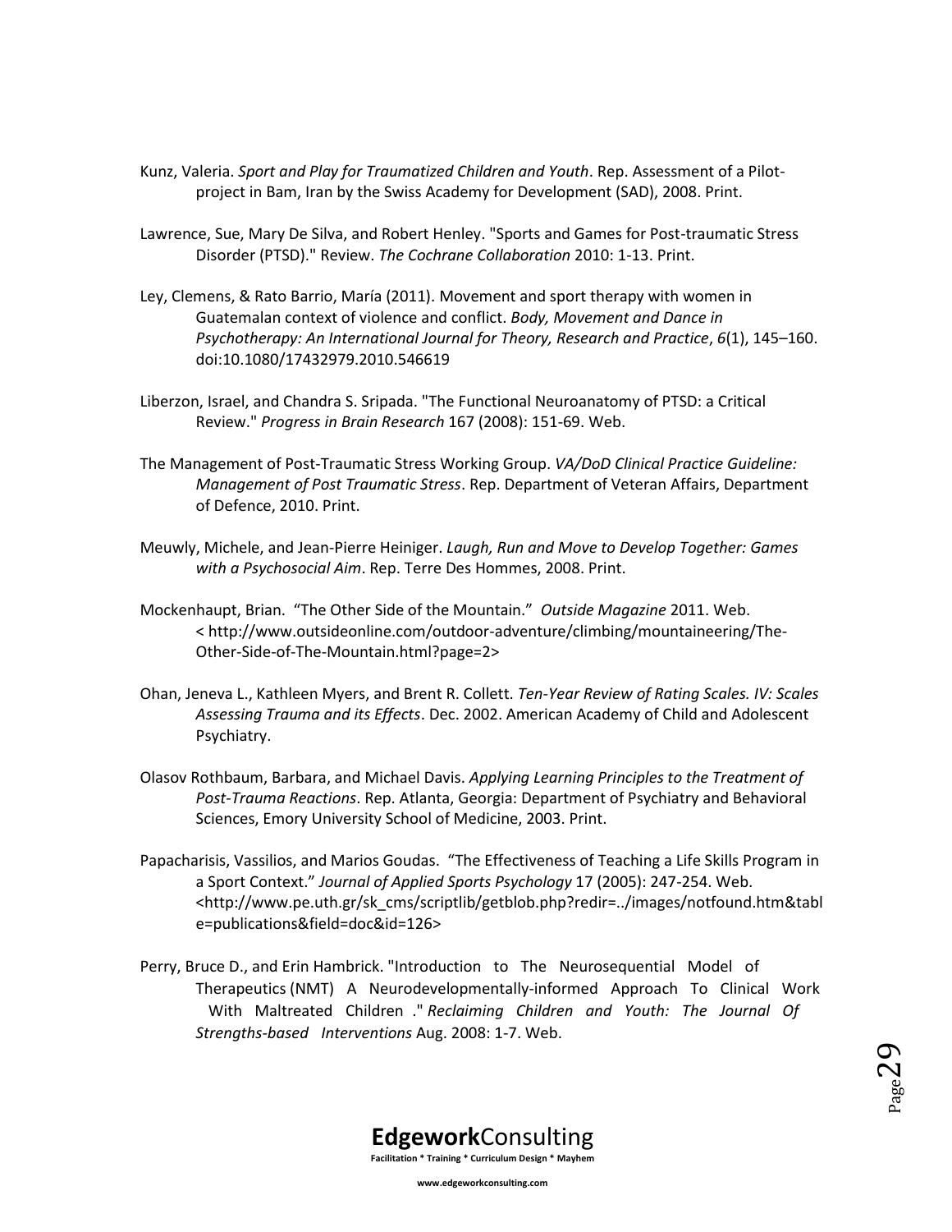Kunz, Valeria. *Sport and Play for Traumatized Children and Youth*. Rep. Assessment of a Pilot-project in Bam, Iran by the Swiss Academy for Development (SAD), 2008. Print.

Lawrence, Sue, Mary De Silva, and Robert Henley. "Sports and Games for Post-traumatic Stress Disorder (PTSD)." Review. *The Cochrane Collaboration* 2010: 1-13. Print.

Ley, Clemens, & Rato Barrio, María (2011). Movement and sport therapy with women in Guatemalan context of violence and conflict. *Body, Movement and Dance in Psychotherapy: An International Journal for Theory, Research and Practice*, *6*(1), 145–160. doi:10.1080/17432979.2010.546619

Liberzon, Israel, and Chandra S. Sripada. "The Functional Neuroanatomy of PTSD: a Critical Review." *Progress in Brain Research* 167 (2008): 151-69. Web.

The Management of Post-Traumatic Stress Working Group. *VA/DoD Clinical Practice Guideline: Management of Post Traumatic Stress*. Rep. Department of Veteran Affairs, Department of Defence, 2010. Print.

Meuwly, Michele, and Jean-Pierre Heiniger. *Laugh, Run and Move to Develop Together: Games with a Psychosocial Aim*. Rep. Terre Des Hommes, 2008. Print.

Mockenhaupt, Brian. "The Other Side of the Mountain." *Outside Magazine* 2011. Web. < http://www.outsideonline.com/outdoor-adventure/climbing/mountaineering/The-Other-Side-of-The-Mountain.html?page=2>

Ohan, Jeneva L., Kathleen Myers, and Brent R. Collett. *Ten-Year Review of Rating Scales. IV: Scales Assessing Trauma and its Effects*. Dec. 2002. American Academy of Child and Adolescent Psychiatry.

Olasov Rothbaum, Barbara, and Michael Davis. *Applying Learning Principles to the Treatment of Post-Trauma Reactions*. Rep. Atlanta, Georgia: Department of Psychiatry and Behavioral Sciences, Emory University School of Medicine, 2003. Print.

Papacharisis, Vassilios, and Marios Goudas. "The Effectiveness of Teaching a Life Skills Program in a Sport Context." *Journal of Applied Sports Psychology* 17 (2005): 247-254. Web. <http://www.pe.uth.gr/sk_cms/scriptlib/getblob.php?redir=../images/notfound.htm&table=publications&field=doc&id=126>

Perry, Bruce D., and Erin Hambrick. "Introduction to The Neurosequential Model of Therapeutics (NMT) A Neurodevelopmentally-informed Approach To Clinical Work With Maltreated Children ." *Reclaiming Children and Youth: The Journal Of Strengths-based Interventions* Aug. 2008: 1-7. Web.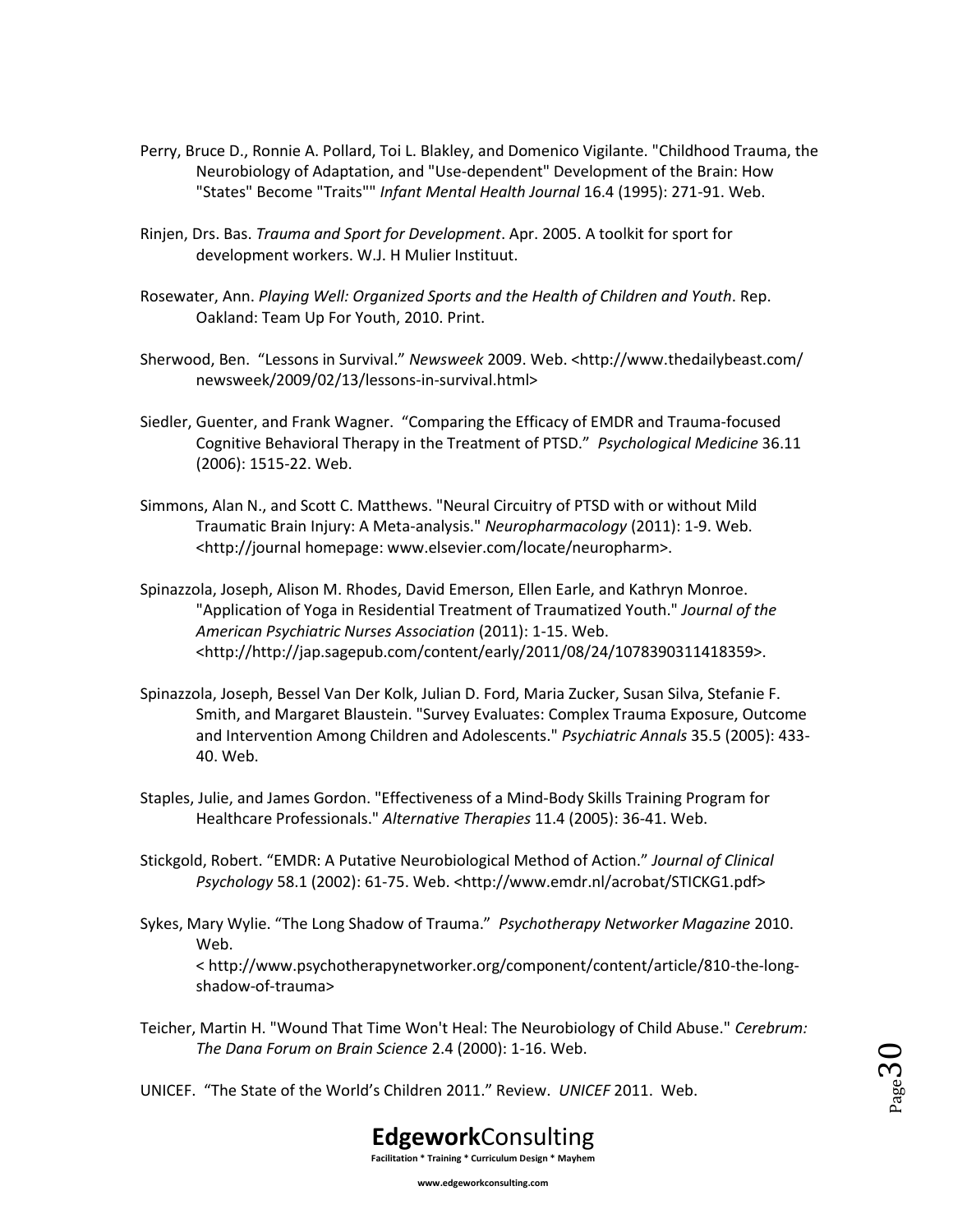Perry, Bruce D., Ronnie A. Pollard, Toi L. Blakley, and Domenico Vigilante. "Childhood Trauma, the Neurobiology of Adaptation, and "Use-dependent" Development of the Brain: How "States" Become "Traits"" *Infant Mental Health Journal* 16.4 (1995): 271-91. Web.

Rinjen, Drs. Bas. *Trauma and Sport for Development*. Apr. 2005. A toolkit for sport for development workers. W.J. H Mulier Instituut.

Rosewater, Ann. *Playing Well: Organized Sports and the Health of Children and Youth*. Rep. Oakland: Team Up For Youth, 2010. Print.

Sherwood, Ben. "Lessons in Survival." *Newsweek* 2009. Web. <http://www.thedailybeast.com/newsweek/2009/02/13/lessons-in-survival.html>

Siedler, Guenter, and Frank Wagner. "Comparing the Efficacy of EMDR and Trauma-focused Cognitive Behavioral Therapy in the Treatment of PTSD." *Psychological Medicine* 36.11 (2006): 1515-22. Web.

Simmons, Alan N., and Scott C. Matthews. "Neural Circuitry of PTSD with or without Mild Traumatic Brain Injury: A Meta-analysis." *Neuropharmacology* (2011): 1-9. Web. <http://journal homepage: www.elsevier.com/locate/neuropharm>.

Spinazzola, Joseph, Alison M. Rhodes, David Emerson, Ellen Earle, and Kathryn Monroe. "Application of Yoga in Residential Treatment of Traumatized Youth." *Journal of the American Psychiatric Nurses Association* (2011): 1-15. Web. <http://http://jap.sagepub.com/content/early/2011/08/24/1078390311418359>.

Spinazzola, Joseph, Bessel Van Der Kolk, Julian D. Ford, Maria Zucker, Susan Silva, Stefanie F. Smith, and Margaret Blaustein. "Survey Evaluates: Complex Trauma Exposure, Outcome and Intervention Among Children and Adolescents." *Psychiatric Annals* 35.5 (2005): 433-40. Web.

Staples, Julie, and James Gordon. "Effectiveness of a Mind-Body Skills Training Program for Healthcare Professionals." *Alternative Therapies* 11.4 (2005): 36-41. Web.

Stickgold, Robert. "EMDR: A Putative Neurobiological Method of Action." *Journal of Clinical Psychology* 58.1 (2002): 61-75. Web. <http://www.emdr.nl/acrobat/STICKG1.pdf>

Sykes, Mary Wylie. "The Long Shadow of Trauma." *Psychotherapy Networker Magazine* 2010. Web. < http://www.psychotherapynetworker.org/component/content/article/810-the-long-shadow-of-trauma>

Teicher, Martin H. "Wound That Time Won't Heal: The Neurobiology of Child Abuse." *Cerebrum: The Dana Forum on Brain Science* 2.4 (2000): 1-16. Web.

UNICEF. "The State of the World's Children 2011." Review. *UNICEF* 2011. Web.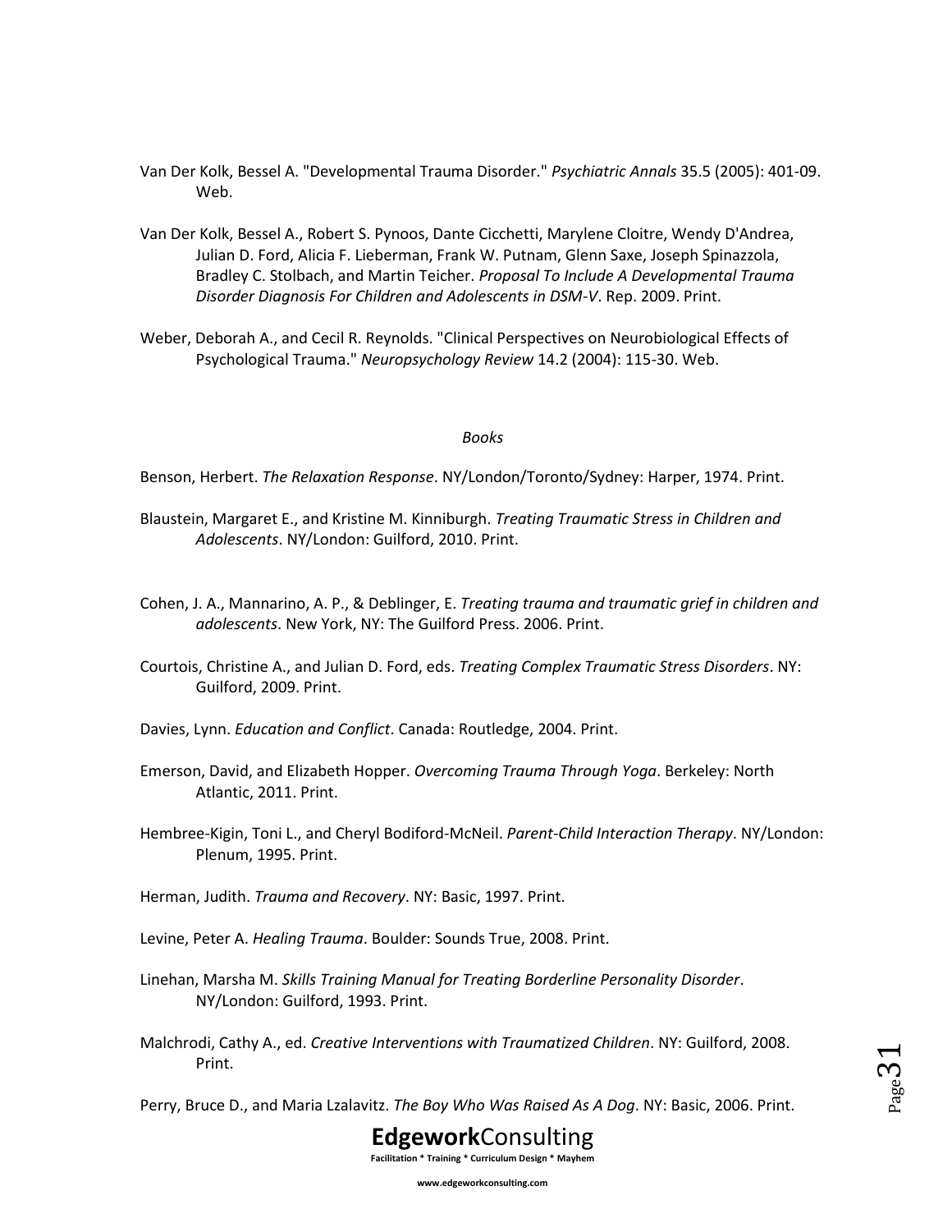Van Der Kolk, Bessel A. "Developmental Trauma Disorder." *Psychiatric Annals* 35.5 (2005): 401-09. Web.

Van Der Kolk, Bessel A., Robert S. Pynoos, Dante Cicchetti, Marylene Cloitre, Wendy D'Andrea, Julian D. Ford, Alicia F. Lieberman, Frank W. Putnam, Glenn Saxe, Joseph Spinazzola, Bradley C. Stolbach, and Martin Teicher. *Proposal To Include A Developmental Trauma Disorder Diagnosis For Children and Adolescents in DSM-V*. Rep. 2009. Print.

Weber, Deborah A., and Cecil R. Reynolds. "Clinical Perspectives on Neurobiological Effects of Psychological Trauma." *Neuropsychology Review* 14.2 (2004): 115-30. Web.

*Books*

Benson, Herbert. *The Relaxation Response*. NY/London/Toronto/Sydney: Harper, 1974. Print.

Blaustein, Margaret E., and Kristine M. Kinniburgh. *Treating Traumatic Stress in Children and Adolescents*. NY/London: Guilford, 2010. Print.

Cohen, J. A., Mannarino, A. P., & Deblinger, E. *Treating trauma and traumatic grief in children and adolescents*. New York, NY: The Guilford Press. 2006. Print.

Courtois, Christine A., and Julian D. Ford, eds. *Treating Complex Traumatic Stress Disorders*. NY: Guilford, 2009. Print.

Davies, Lynn. *Education and Conflict*. Canada: Routledge, 2004. Print.

Emerson, David, and Elizabeth Hopper. *Overcoming Trauma Through Yoga*. Berkeley: North Atlantic, 2011. Print.

Hembree-Kigin, Toni L., and Cheryl Bodiford-McNeil. *Parent-Child Interaction Therapy*. NY/London: Plenum, 1995. Print.

Herman, Judith. *Trauma and Recovery*. NY: Basic, 1997. Print.

Levine, Peter A. *Healing Trauma*. Boulder: Sounds True, 2008. Print.

Linehan, Marsha M. *Skills Training Manual for Treating Borderline Personality Disorder*. NY/London: Guilford, 1993. Print.

Malchrodi, Cathy A., ed. *Creative Interventions with Traumatized Children*. NY: Guilford, 2008. Print.

Perry, Bruce D., and Maria Lzalavitz. *The Boy Who Was Raised As A Dog*. NY: Basic, 2006. Print.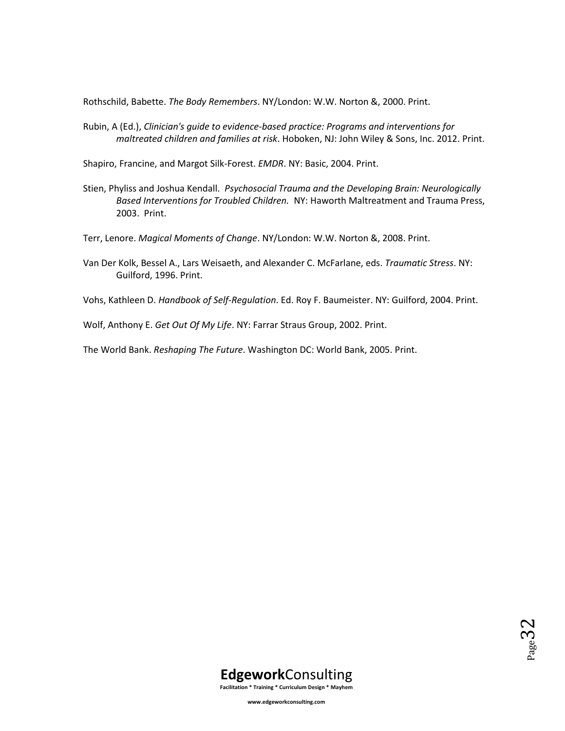Rothschild, Babette. *The Body Remembers*. NY/London: W.W. Norton &, 2000. Print.

Rubin, A (Ed.), *Clinician's guide to evidence-based practice: Programs and interventions for maltreated children and families at risk*. Hoboken, NJ: John Wiley & Sons, Inc. 2012. Print.

Shapiro, Francine, and Margot Silk-Forest. *EMDR*. NY: Basic, 2004. Print.

Stien, Phyliss and Joshua Kendall. *Psychosocial Trauma and the Developing Brain: Neurologically Based Interventions for Troubled Children.* NY: Haworth Maltreatment and Trauma Press, 2003. Print.

Terr, Lenore. *Magical Moments of Change*. NY/London: W.W. Norton &, 2008. Print.

Van Der Kolk, Bessel A., Lars Weisaeth, and Alexander C. McFarlane, eds. *Traumatic Stress*. NY: Guilford, 1996. Print.

Vohs, Kathleen D. *Handbook of Self-Regulation*. Ed. Roy F. Baumeister. NY: Guilford, 2004. Print.

Wolf, Anthony E. *Get Out Of My Life*. NY: Farrar Straus Group, 2002. Print.

The World Bank. *Reshaping The Future*. Washington DC: World Bank, 2005. Print.